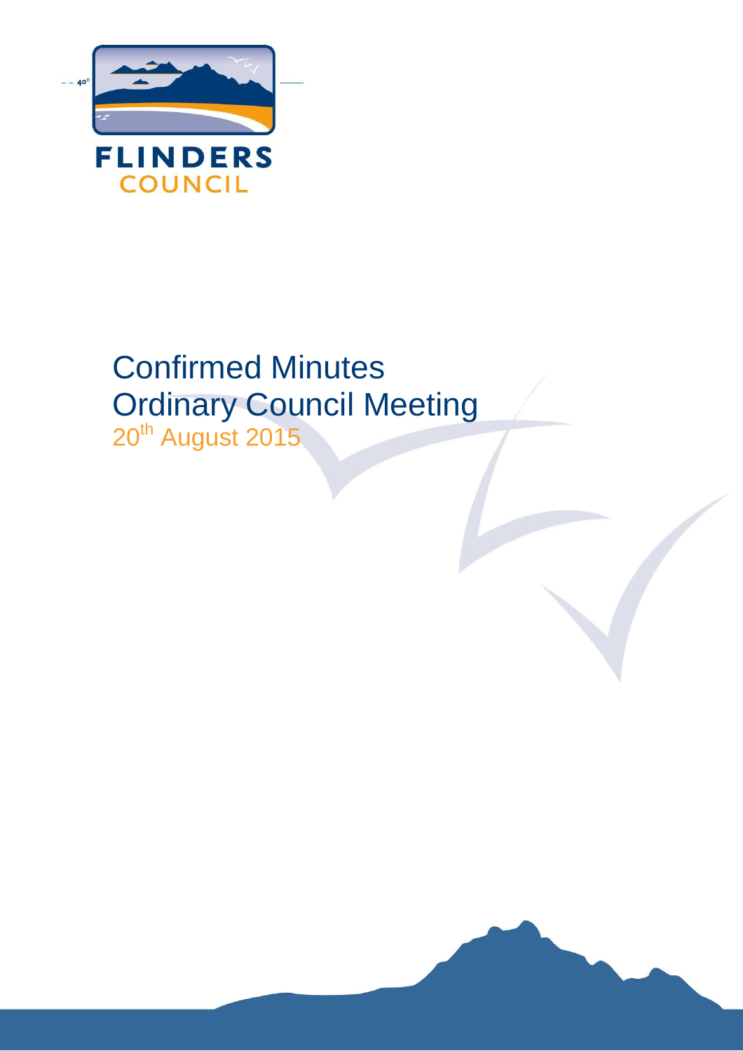FLINDERS
COUNCIL

# Confirmed Minutes
# Ordinary Council Meeting

20th August 2015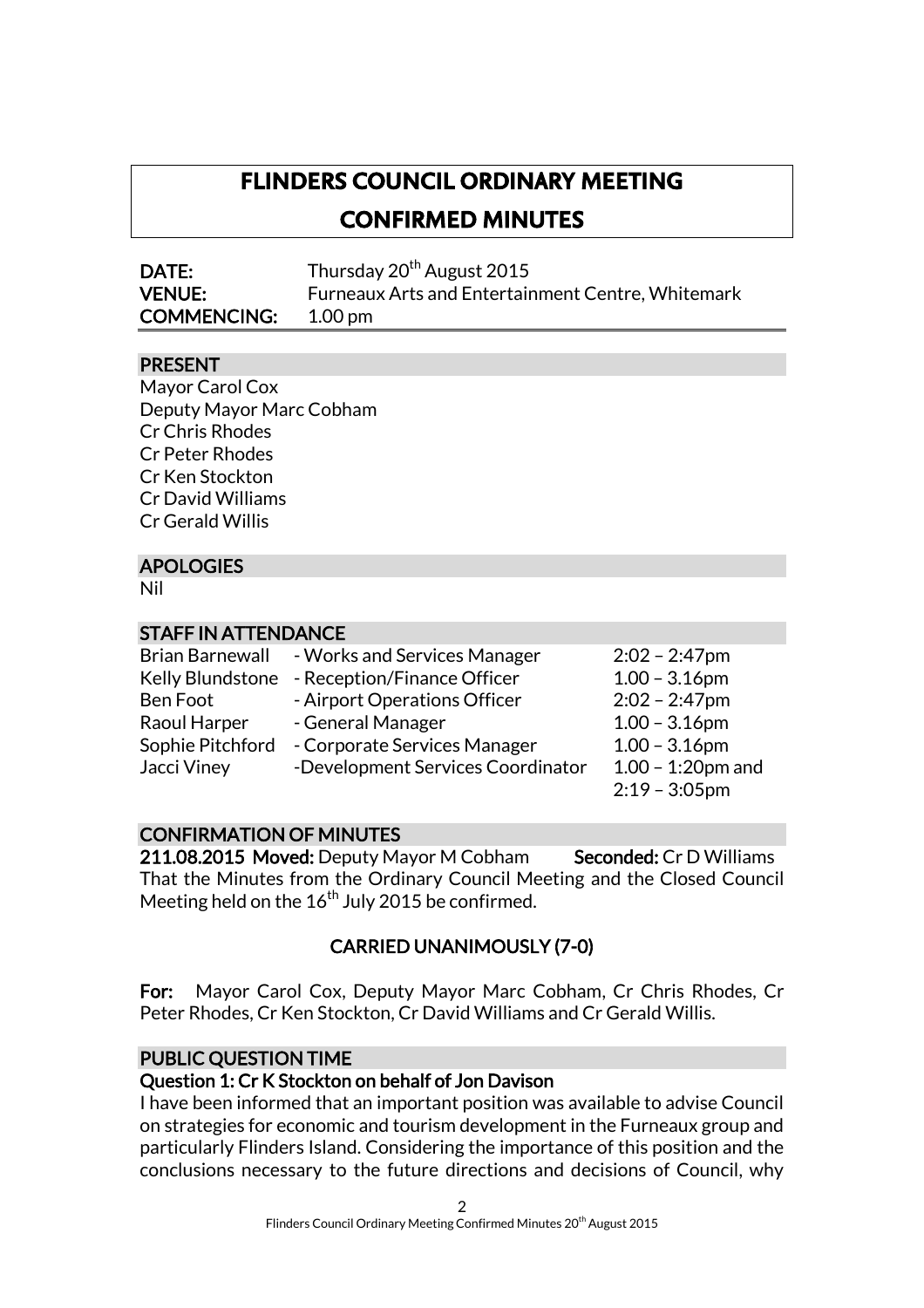# FLINDERS COUNCIL ORDINARY MEETING

# CONFIRMED MINUTES

**DATE:** Thursday 20th August 2015
**VENUE:** Furneaux Arts and Entertainment Centre, Whitemark
**COMMENCING:** 1.00 pm

## PRESENT

Mayor Carol Cox
Deputy Mayor Marc Cobham
Cr Chris Rhodes
Cr Peter Rhodes
Cr Ken Stockton
Cr David Williams
Cr Gerald Willis

## APOLOGIES

Nil

## STAFF IN ATTENDANCE

| | | |
|---|---|---|
| Brian Barnewall | - Works and Services Manager | 2:02 – 2:47pm |
| Kelly Blundstone | - Reception/Finance Officer | 1.00 – 3.16pm |
| Ben Foot | - Airport Operations Officer | 2:02 – 2:47pm |
| Raoul Harper | - General Manager | 1.00 – 3.16pm |
| Sophie Pitchford | - Corporate Services Manager | 1.00 – 3.16pm |
| Jacci Viney | -Development Services Coordinator | 1.00 – 1:20pm and 2:19 – 3:05pm |

## CONFIRMATION OF MINUTES

**211.08.2015 Moved:** Deputy Mayor M Cobham **Seconded:** Cr D Williams

That the Minutes from the Ordinary Council Meeting and the Closed Council Meeting held on the 16th July 2015 be confirmed.

**CARRIED UNANIMOUSLY (7-0)**

**For:** Mayor Carol Cox, Deputy Mayor Marc Cobham, Cr Chris Rhodes, Cr Peter Rhodes, Cr Ken Stockton, Cr David Williams and Cr Gerald Willis.

## PUBLIC QUESTION TIME

### Question 1: Cr K Stockton on behalf of Jon Davison

I have been informed that an important position was available to advise Council on strategies for economic and tourism development in the Furneaux group and particularly Flinders Island. Considering the importance of this position and the conclusions necessary to the future directions and decisions of Council, why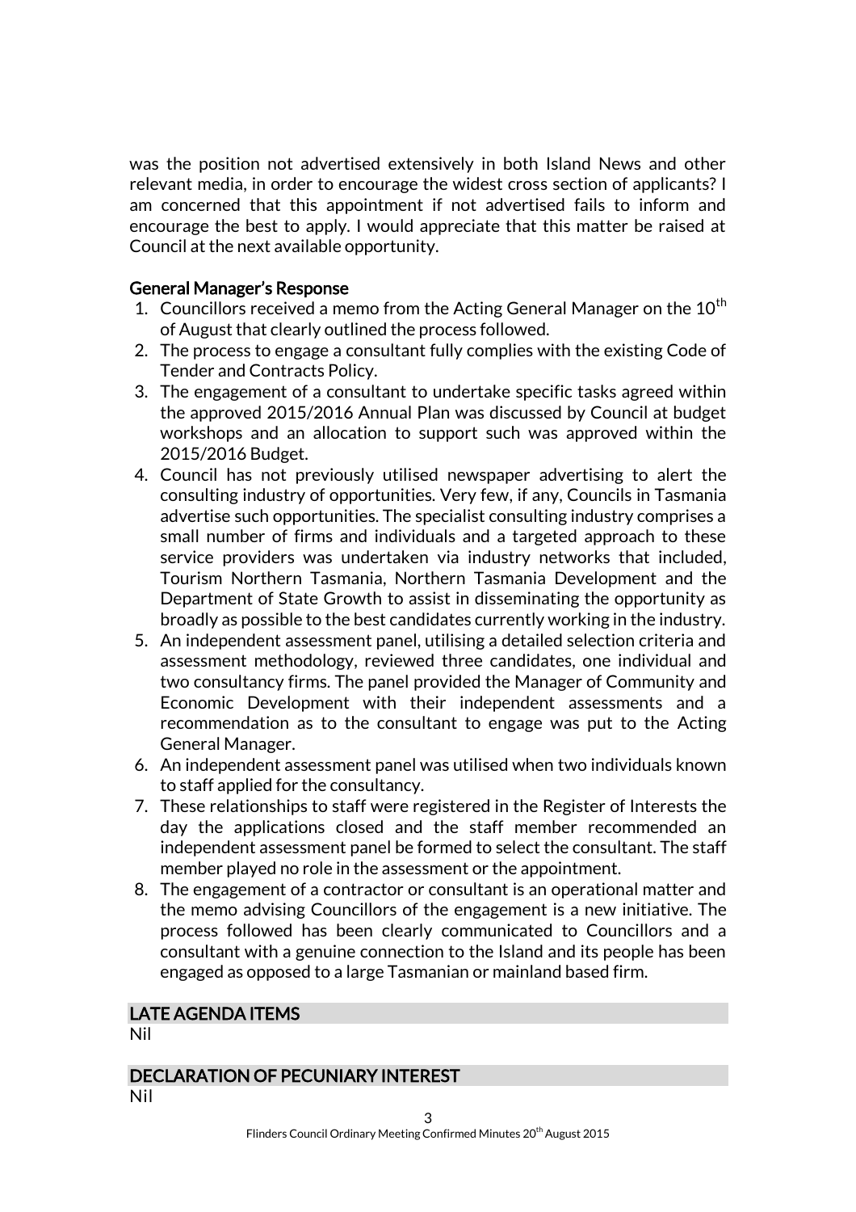was the position not advertised extensively in both Island News and other relevant media, in order to encourage the widest cross section of applicants? I am concerned that this appointment if not advertised fails to inform and encourage the best to apply. I would appreciate that this matter be raised at Council at the next available opportunity.

**General Manager's Response**

1. Councillors received a memo from the Acting General Manager on the 10th of August that clearly outlined the process followed.
2. The process to engage a consultant fully complies with the existing Code of Tender and Contracts Policy.
3. The engagement of a consultant to undertake specific tasks agreed within the approved 2015/2016 Annual Plan was discussed by Council at budget workshops and an allocation to support such was approved within the 2015/2016 Budget.
4. Council has not previously utilised newspaper advertising to alert the consulting industry of opportunities. Very few, if any, Councils in Tasmania advertise such opportunities. The specialist consulting industry comprises a small number of firms and individuals and a targeted approach to these service providers was undertaken via industry networks that included, Tourism Northern Tasmania, Northern Tasmania Development and the Department of State Growth to assist in disseminating the opportunity as broadly as possible to the best candidates currently working in the industry.
5. An independent assessment panel, utilising a detailed selection criteria and assessment methodology, reviewed three candidates, one individual and two consultancy firms. The panel provided the Manager of Community and Economic Development with their independent assessments and a recommendation as to the consultant to engage was put to the Acting General Manager.
6. An independent assessment panel was utilised when two individuals known to staff applied for the consultancy.
7. These relationships to staff were registered in the Register of Interests the day the applications closed and the staff member recommended an independent assessment panel be formed to select the consultant. The staff member played no role in the assessment or the appointment.
8. The engagement of a contractor or consultant is an operational matter and the memo advising Councillors of the engagement is a new initiative. The process followed has been clearly communicated to Councillors and a consultant with a genuine connection to the Island and its people has been engaged as opposed to a large Tasmanian or mainland based firm.

## LATE AGENDA ITEMS

Nil

## DECLARATION OF PECUNIARY INTEREST

Nil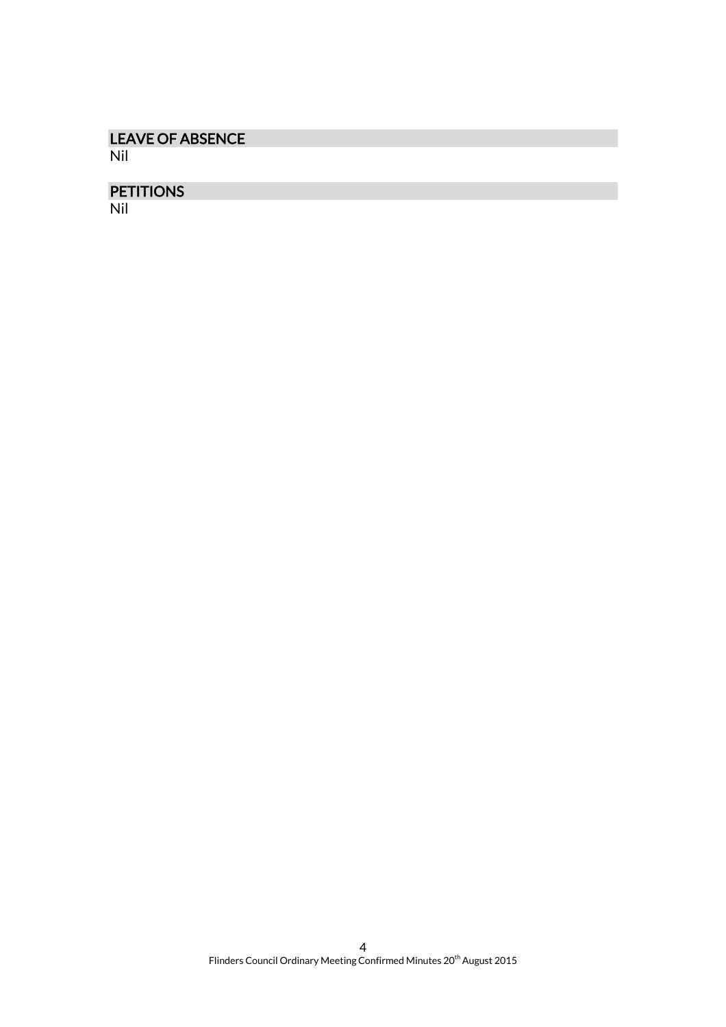## LEAVE OF ABSENCE

Nil

## PETITIONS

Nil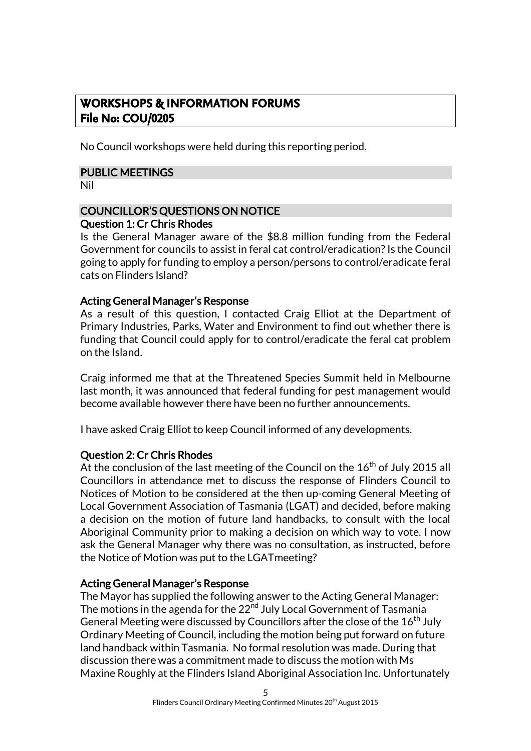## WORKSHOPS & INFORMATION FORUMS
## File No: COU/0205

No Council workshops were held during this reporting period.

### PUBLIC MEETINGS

Nil

### COUNCILLOR'S QUESTIONS ON NOTICE

**Question 1: Cr Chris Rhodes**

Is the General Manager aware of the $8.8 million funding from the Federal Government for councils to assist in feral cat control/eradication? Is the Council going to apply for funding to employ a person/persons to control/eradicate feral cats on Flinders Island?

**Acting General Manager's Response**

As a result of this question, I contacted Craig Elliot at the Department of Primary Industries, Parks, Water and Environment to find out whether there is funding that Council could apply for to control/eradicate the feral cat problem on the Island.

Craig informed me that at the Threatened Species Summit held in Melbourne last month, it was announced that federal funding for pest management would become available however there have been no further announcements.

I have asked Craig Elliot to keep Council informed of any developments.

**Question 2: Cr Chris Rhodes**

At the conclusion of the last meeting of the Council on the 16th of July 2015 all Councillors in attendance met to discuss the response of Flinders Council to Notices of Motion to be considered at the then up-coming General Meeting of Local Government Association of Tasmania (LGAT) and decided, before making a decision on the motion of future land handbacks, to consult with the local Aboriginal Community prior to making a decision on which way to vote. I now ask the General Manager why there was no consultation, as instructed, before the Notice of Motion was put to the LGATmeeting?

**Acting General Manager's Response**

The Mayor has supplied the following answer to the Acting General Manager: The motions in the agenda for the 22nd July Local Government of Tasmania General Meeting were discussed by Councillors after the close of the 16th July Ordinary Meeting of Council, including the motion being put forward on future land handback within Tasmania. No formal resolution was made. During that discussion there was a commitment made to discuss the motion with Ms Maxine Roughly at the Flinders Island Aboriginal Association Inc. Unfortunately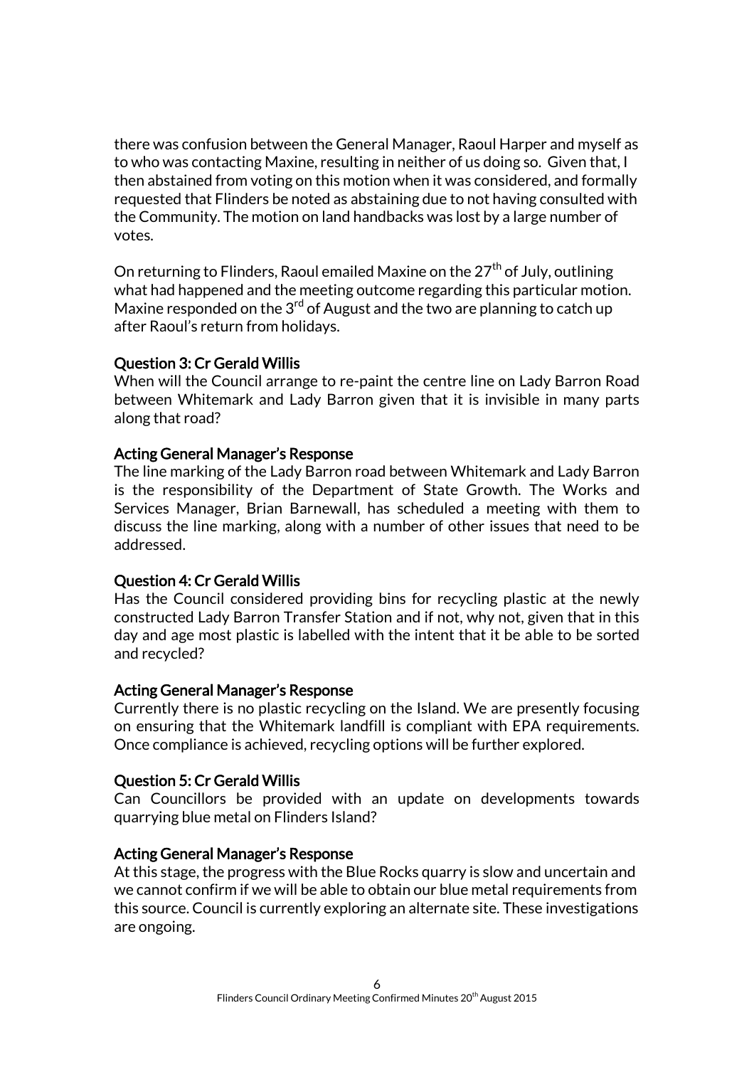there was confusion between the General Manager, Raoul Harper and myself as to who was contacting Maxine, resulting in neither of us doing so. Given that, I then abstained from voting on this motion when it was considered, and formally requested that Flinders be noted as abstaining due to not having consulted with the Community. The motion on land handbacks was lost by a large number of votes.

On returning to Flinders, Raoul emailed Maxine on the 27th of July, outlining what had happened and the meeting outcome regarding this particular motion. Maxine responded on the 3rd of August and the two are planning to catch up after Raoul's return from holidays.

### Question 3: Cr Gerald Willis

When will the Council arrange to re-paint the centre line on Lady Barron Road between Whitemark and Lady Barron given that it is invisible in many parts along that road?

### Acting General Manager's Response

The line marking of the Lady Barron road between Whitemark and Lady Barron is the responsibility of the Department of State Growth. The Works and Services Manager, Brian Barnewall, has scheduled a meeting with them to discuss the line marking, along with a number of other issues that need to be addressed.

### Question 4: Cr Gerald Willis

Has the Council considered providing bins for recycling plastic at the newly constructed Lady Barron Transfer Station and if not, why not, given that in this day and age most plastic is labelled with the intent that it be able to be sorted and recycled?

### Acting General Manager's Response

Currently there is no plastic recycling on the Island. We are presently focusing on ensuring that the Whitemark landfill is compliant with EPA requirements. Once compliance is achieved, recycling options will be further explored.

### Question 5: Cr Gerald Willis

Can Councillors be provided with an update on developments towards quarrying blue metal on Flinders Island?

### Acting General Manager's Response

At this stage, the progress with the Blue Rocks quarry is slow and uncertain and we cannot confirm if we will be able to obtain our blue metal requirements from this source. Council is currently exploring an alternate site. These investigations are ongoing.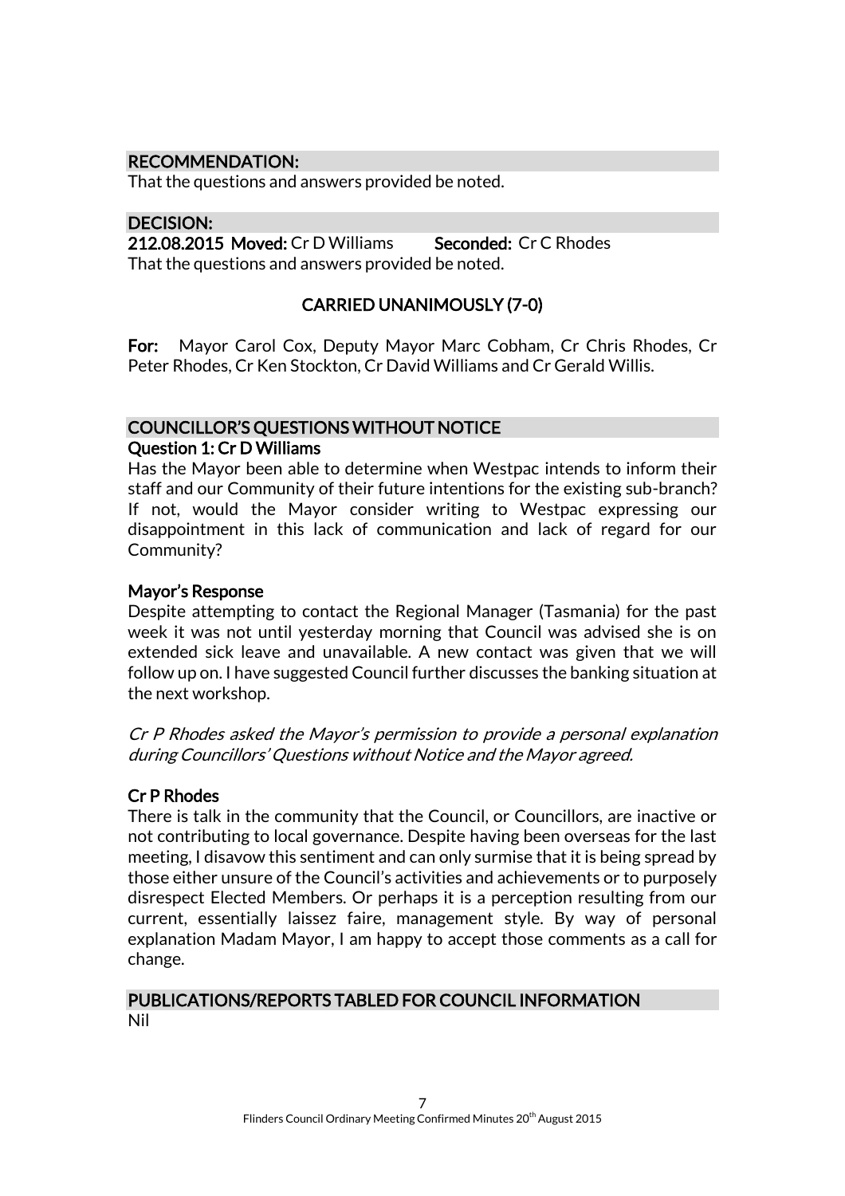## RECOMMENDATION:

That the questions and answers provided be noted.

## DECISION:

**212.08.2015 Moved:** Cr D Williams **Seconded:** Cr C Rhodes

That the questions and answers provided be noted.

**CARRIED UNANIMOUSLY (7-0)**

**For:** Mayor Carol Cox, Deputy Mayor Marc Cobham, Cr Chris Rhodes, Cr Peter Rhodes, Cr Ken Stockton, Cr David Williams and Cr Gerald Willis.

## COUNCILLOR'S QUESTIONS WITHOUT NOTICE

### Question 1: Cr D Williams

Has the Mayor been able to determine when Westpac intends to inform their staff and our Community of their future intentions for the existing sub-branch? If not, would the Mayor consider writing to Westpac expressing our disappointment in this lack of communication and lack of regard for our Community?

### Mayor's Response

Despite attempting to contact the Regional Manager (Tasmania) for the past week it was not until yesterday morning that Council was advised she is on extended sick leave and unavailable. A new contact was given that we will follow up on. I have suggested Council further discusses the banking situation at the next workshop.

*Cr P Rhodes asked the Mayor's permission to provide a personal explanation during Councillors' Questions without Notice and the Mayor agreed.*

### Cr P Rhodes

There is talk in the community that the Council, or Councillors, are inactive or not contributing to local governance. Despite having been overseas for the last meeting, I disavow this sentiment and can only surmise that it is being spread by those either unsure of the Council's activities and achievements or to purposely disrespect Elected Members. Or perhaps it is a perception resulting from our current, essentially laissez faire, management style. By way of personal explanation Madam Mayor, I am happy to accept those comments as a call for change.

## PUBLICATIONS/REPORTS TABLED FOR COUNCIL INFORMATION

Nil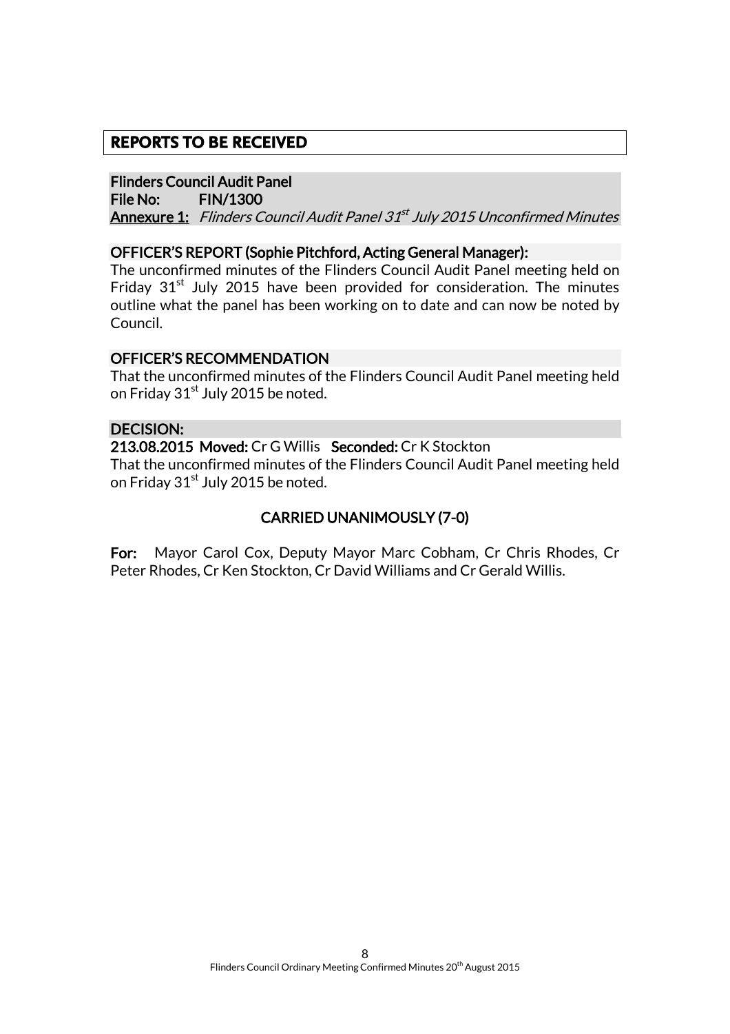## REPORTS TO BE RECEIVED

**Flinders Council Audit Panel**
**File No: FIN/1300**
**Annexure 1:** *Flinders Council Audit Panel 31st July 2015 Unconfirmed Minutes*

**OFFICER'S REPORT (Sophie Pitchford, Acting General Manager):**

The unconfirmed minutes of the Flinders Council Audit Panel meeting held on Friday 31st July 2015 have been provided for consideration. The minutes outline what the panel has been working on to date and can now be noted by Council.

**OFFICER'S RECOMMENDATION**

That the unconfirmed minutes of the Flinders Council Audit Panel meeting held on Friday 31st July 2015 be noted.

**DECISION:**

**213.08.2015 Moved:** Cr G Willis **Seconded:** Cr K Stockton

That the unconfirmed minutes of the Flinders Council Audit Panel meeting held on Friday 31st July 2015 be noted.

**CARRIED UNANIMOUSLY (7-0)**

**For:** Mayor Carol Cox, Deputy Mayor Marc Cobham, Cr Chris Rhodes, Cr Peter Rhodes, Cr Ken Stockton, Cr David Williams and Cr Gerald Willis.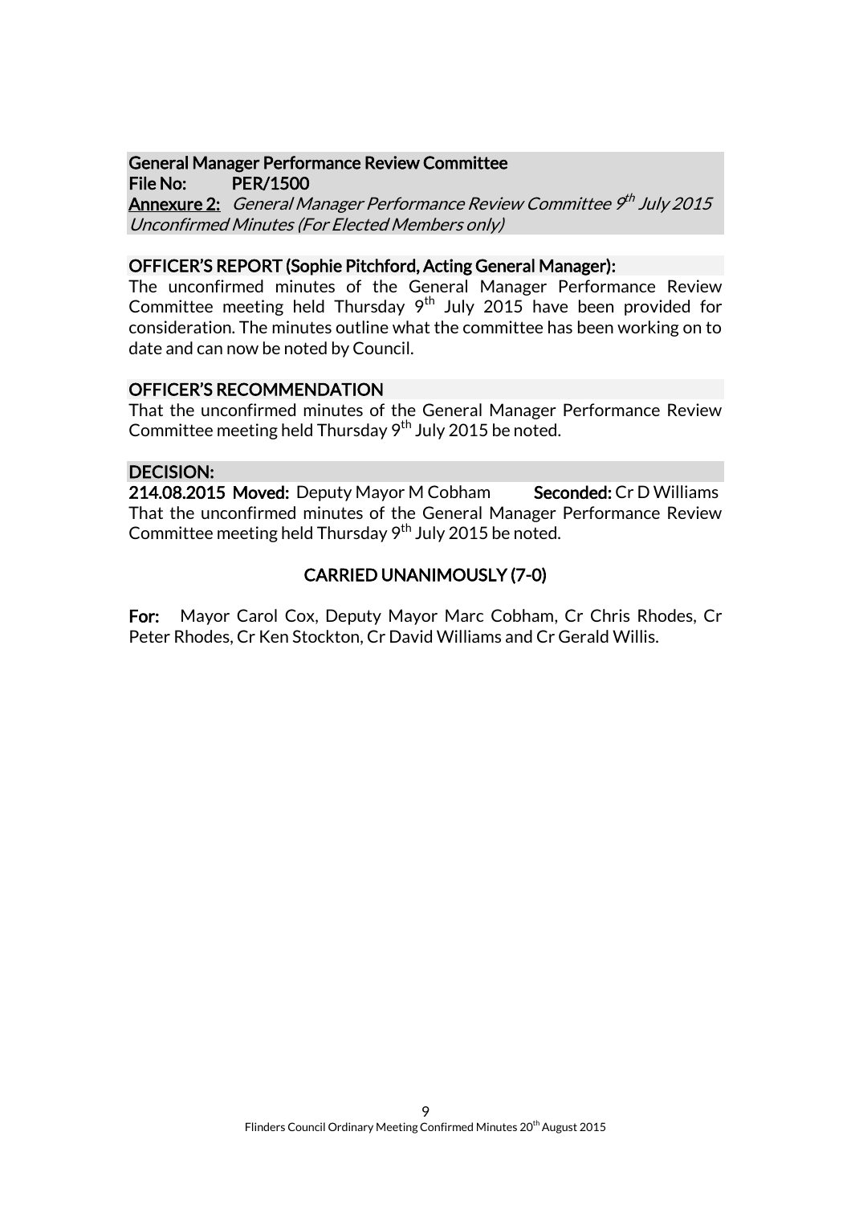**General Manager Performance Review Committee**
**File No: PER/1500**
**Annexure 2:** *General Manager Performance Review Committee 9th July 2015 Unconfirmed Minutes (For Elected Members only)*

**OFFICER'S REPORT (Sophie Pitchford, Acting General Manager):**
The unconfirmed minutes of the General Manager Performance Review Committee meeting held Thursday 9th July 2015 have been provided for consideration. The minutes outline what the committee has been working on to date and can now be noted by Council.

**OFFICER'S RECOMMENDATION**
That the unconfirmed minutes of the General Manager Performance Review Committee meeting held Thursday 9th July 2015 be noted.

**DECISION:**
**214.08.2015 Moved:** Deputy Mayor M Cobham **Seconded:** Cr D Williams
That the unconfirmed minutes of the General Manager Performance Review Committee meeting held Thursday 9th July 2015 be noted.

**CARRIED UNANIMOUSLY (7-0)**

**For:** Mayor Carol Cox, Deputy Mayor Marc Cobham, Cr Chris Rhodes, Cr Peter Rhodes, Cr Ken Stockton, Cr David Williams and Cr Gerald Willis.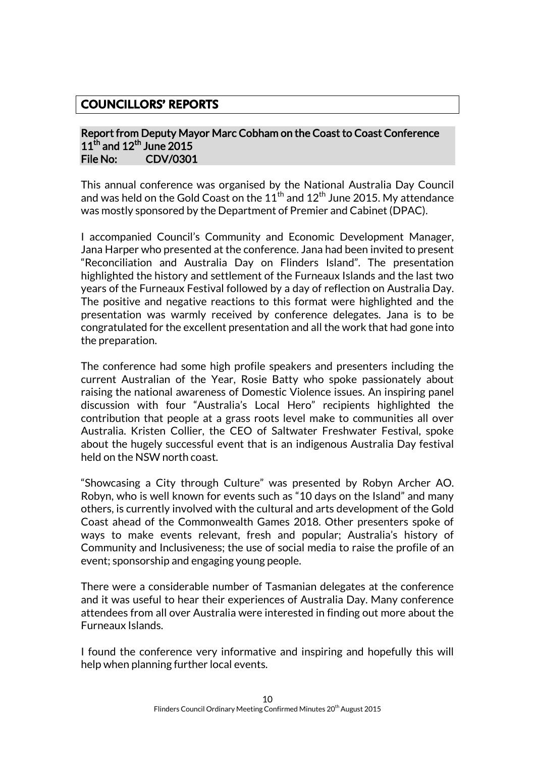## COUNCILLORS' REPORTS

### Report from Deputy Mayor Marc Cobham on the Coast to Coast Conference 11th and 12th June 2015
### File No: CDV/0301

This annual conference was organised by the National Australia Day Council and was held on the Gold Coast on the 11th and 12th June 2015. My attendance was mostly sponsored by the Department of Premier and Cabinet (DPAC).

I accompanied Council's Community and Economic Development Manager, Jana Harper who presented at the conference. Jana had been invited to present "Reconciliation and Australia Day on Flinders Island". The presentation highlighted the history and settlement of the Furneaux Islands and the last two years of the Furneaux Festival followed by a day of reflection on Australia Day. The positive and negative reactions to this format were highlighted and the presentation was warmly received by conference delegates. Jana is to be congratulated for the excellent presentation and all the work that had gone into the preparation.

The conference had some high profile speakers and presenters including the current Australian of the Year, Rosie Batty who spoke passionately about raising the national awareness of Domestic Violence issues. An inspiring panel discussion with four "Australia's Local Hero" recipients highlighted the contribution that people at a grass roots level make to communities all over Australia. Kristen Collier, the CEO of Saltwater Freshwater Festival, spoke about the hugely successful event that is an indigenous Australia Day festival held on the NSW north coast.

"Showcasing a City through Culture" was presented by Robyn Archer AO. Robyn, who is well known for events such as "10 days on the Island" and many others, is currently involved with the cultural and arts development of the Gold Coast ahead of the Commonwealth Games 2018. Other presenters spoke of ways to make events relevant, fresh and popular; Australia's history of Community and Inclusiveness; the use of social media to raise the profile of an event; sponsorship and engaging young people.

There were a considerable number of Tasmanian delegates at the conference and it was useful to hear their experiences of Australia Day. Many conference attendees from all over Australia were interested in finding out more about the Furneaux Islands.

I found the conference very informative and inspiring and hopefully this will help when planning further local events.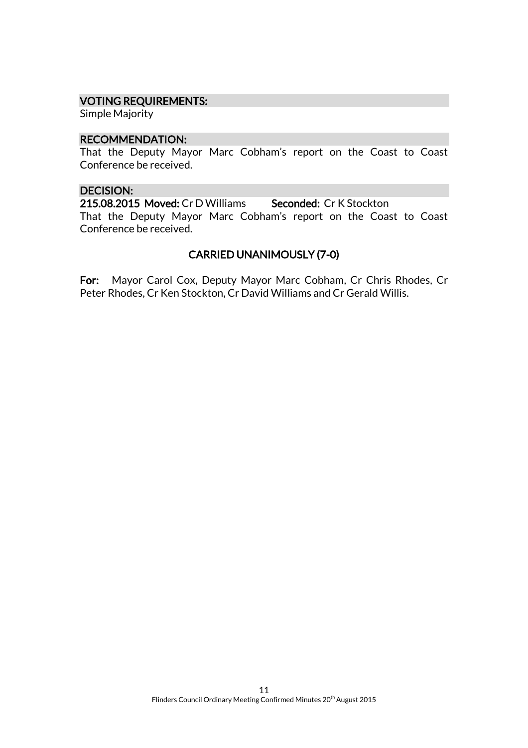### VOTING REQUIREMENTS:

Simple Majority

### RECOMMENDATION:

That the Deputy Mayor Marc Cobham's report on the Coast to Coast Conference be received.

### DECISION:

**215.08.2015 Moved:** Cr D Williams **Seconded:** Cr K Stockton

That the Deputy Mayor Marc Cobham's report on the Coast to Coast Conference be received.

**CARRIED UNANIMOUSLY (7-0)**

**For:** Mayor Carol Cox, Deputy Mayor Marc Cobham, Cr Chris Rhodes, Cr Peter Rhodes, Cr Ken Stockton, Cr David Williams and Cr Gerald Willis.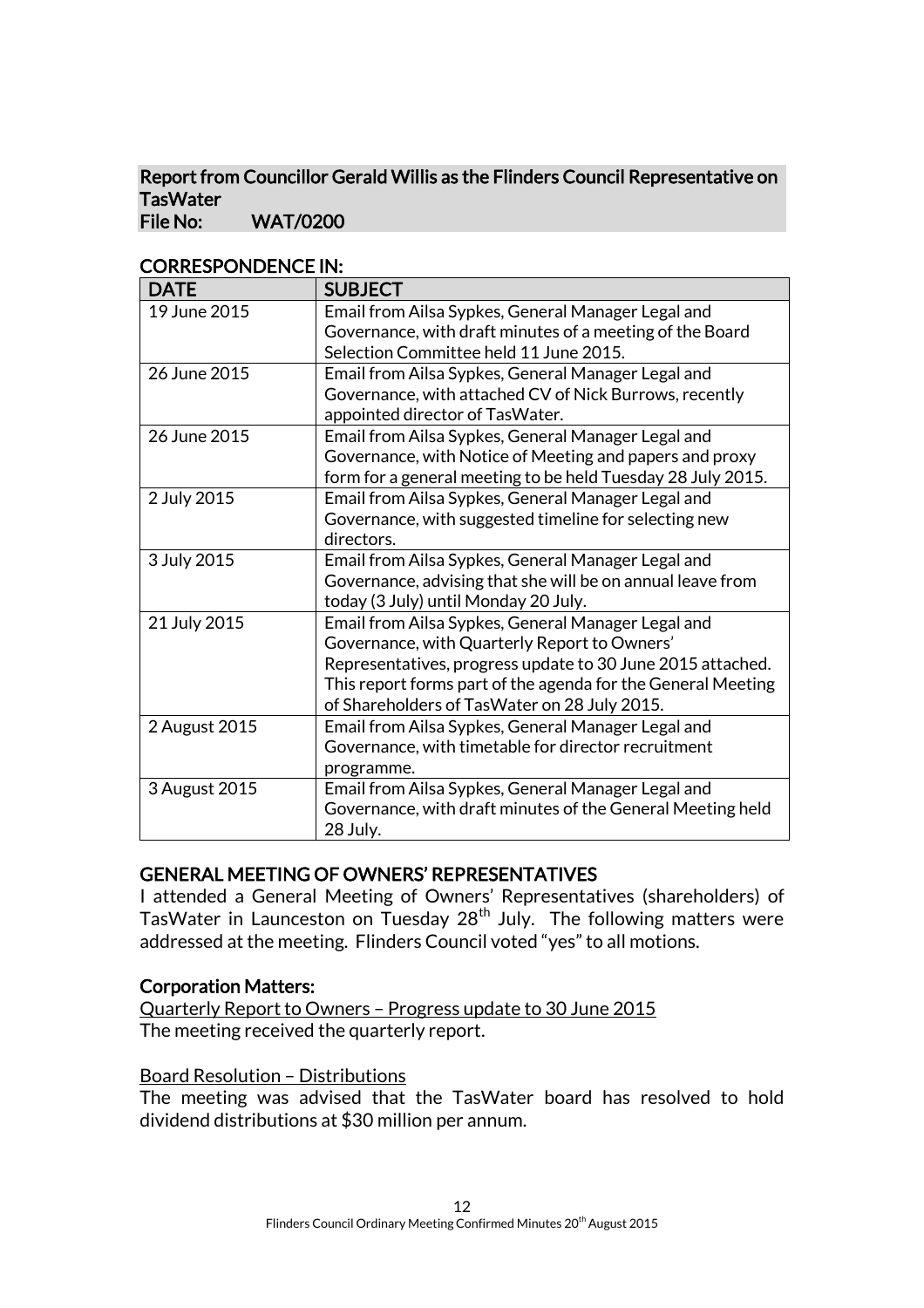## Report from Councillor Gerald Willis as the Flinders Council Representative on TasWater
**File No: WAT/0200**

### CORRESPONDENCE IN:

| DATE | SUBJECT |
|---|---|
| 19 June 2015 | Email from Ailsa Sypkes, General Manager Legal and Governance, with draft minutes of a meeting of the Board Selection Committee held 11 June 2015. |
| 26 June 2015 | Email from Ailsa Sypkes, General Manager Legal and Governance, with attached CV of Nick Burrows, recently appointed director of TasWater. |
| 26 June 2015 | Email from Ailsa Sypkes, General Manager Legal and Governance, with Notice of Meeting and papers and proxy form for a general meeting to be held Tuesday 28 July 2015. |
| 2 July 2015 | Email from Ailsa Sypkes, General Manager Legal and Governance, with suggested timeline for selecting new directors. |
| 3 July 2015 | Email from Ailsa Sypkes, General Manager Legal and Governance, advising that she will be on annual leave from today (3 July) until Monday 20 July. |
| 21 July 2015 | Email from Ailsa Sypkes, General Manager Legal and Governance, with Quarterly Report to Owners' Representatives, progress update to 30 June 2015 attached. This report forms part of the agenda for the General Meeting of Shareholders of TasWater on 28 July 2015. |
| 2 August 2015 | Email from Ailsa Sypkes, General Manager Legal and Governance, with timetable for director recruitment programme. |
| 3 August 2015 | Email from Ailsa Sypkes, General Manager Legal and Governance, with draft minutes of the General Meeting held 28 July. |

### GENERAL MEETING OF OWNERS' REPRESENTATIVES

I attended a General Meeting of Owners' Representatives (shareholders) of TasWater in Launceston on Tuesday 28th July. The following matters were addressed at the meeting. Flinders Council voted "yes" to all motions.

### Corporation Matters:

Quarterly Report to Owners – Progress update to 30 June 2015

The meeting received the quarterly report.

Board Resolution – Distributions

The meeting was advised that the TasWater board has resolved to hold dividend distributions at $30 million per annum.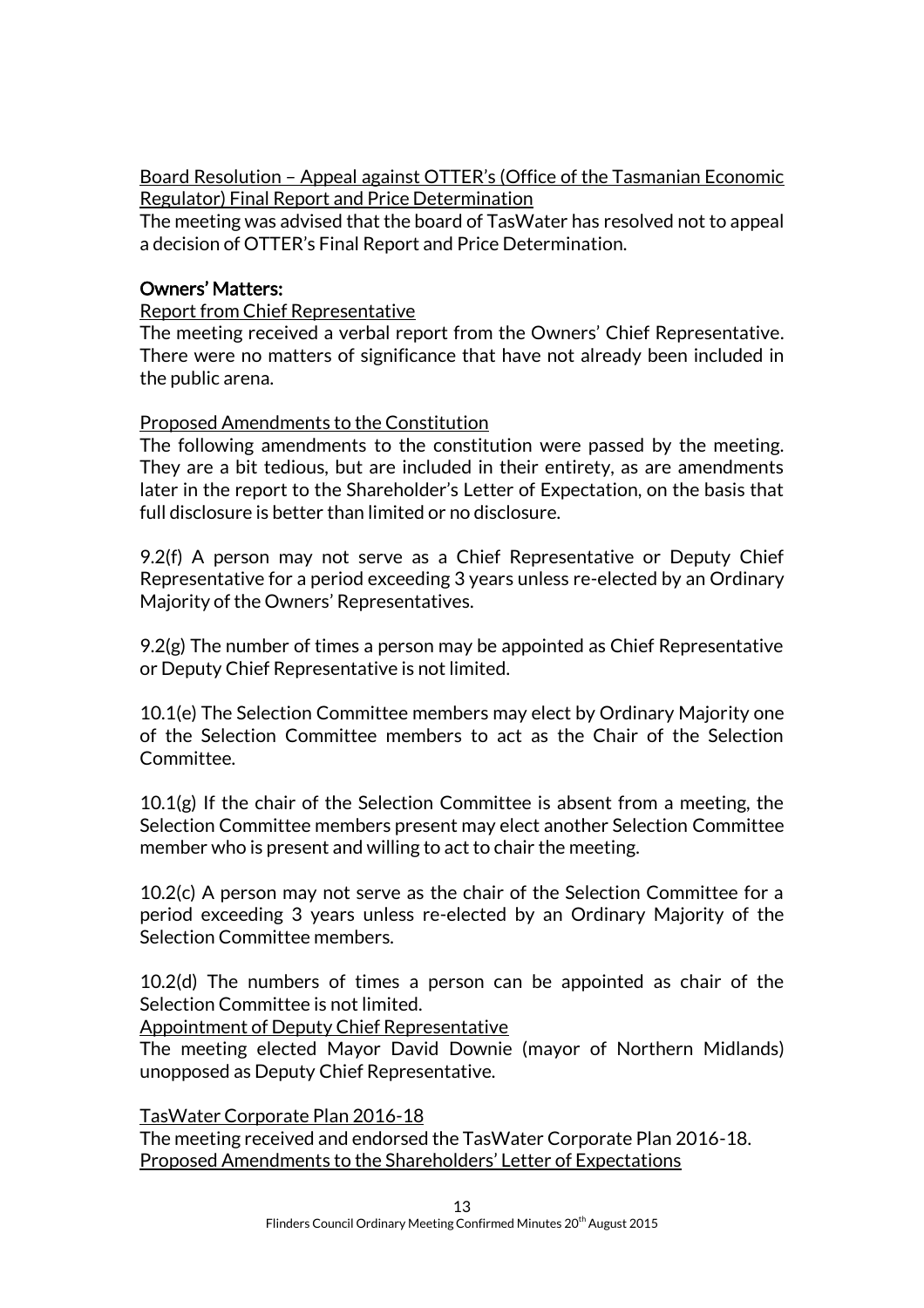<u>Board Resolution – Appeal against OTTER's (Office of the Tasmanian Economic Regulator) Final Report and Price Determination</u>
The meeting was advised that the board of TasWater has resolved not to appeal a decision of OTTER's Final Report and Price Determination.

**Owners' Matters:**

<u>Report from Chief Representative</u>
The meeting received a verbal report from the Owners' Chief Representative. There were no matters of significance that have not already been included in the public arena.

<u>Proposed Amendments to the Constitution</u>
The following amendments to the constitution were passed by the meeting. They are a bit tedious, but are included in their entirety, as are amendments later in the report to the Shareholder's Letter of Expectation, on the basis that full disclosure is better than limited or no disclosure.

9.2(f) A person may not serve as a Chief Representative or Deputy Chief Representative for a period exceeding 3 years unless re-elected by an Ordinary Majority of the Owners' Representatives.

9.2(g) The number of times a person may be appointed as Chief Representative or Deputy Chief Representative is not limited.

10.1(e) The Selection Committee members may elect by Ordinary Majority one of the Selection Committee members to act as the Chair of the Selection Committee.

10.1(g) If the chair of the Selection Committee is absent from a meeting, the Selection Committee members present may elect another Selection Committee member who is present and willing to act to chair the meeting.

10.2(c) A person may not serve as the chair of the Selection Committee for a period exceeding 3 years unless re-elected by an Ordinary Majority of the Selection Committee members.

10.2(d) The numbers of times a person can be appointed as chair of the Selection Committee is not limited.

<u>Appointment of Deputy Chief Representative</u>
The meeting elected Mayor David Downie (mayor of Northern Midlands) unopposed as Deputy Chief Representative.

<u>TasWater Corporate Plan 2016-18</u>
The meeting received and endorsed the TasWater Corporate Plan 2016-18.

<u>Proposed Amendments to the Shareholders' Letter of Expectations</u>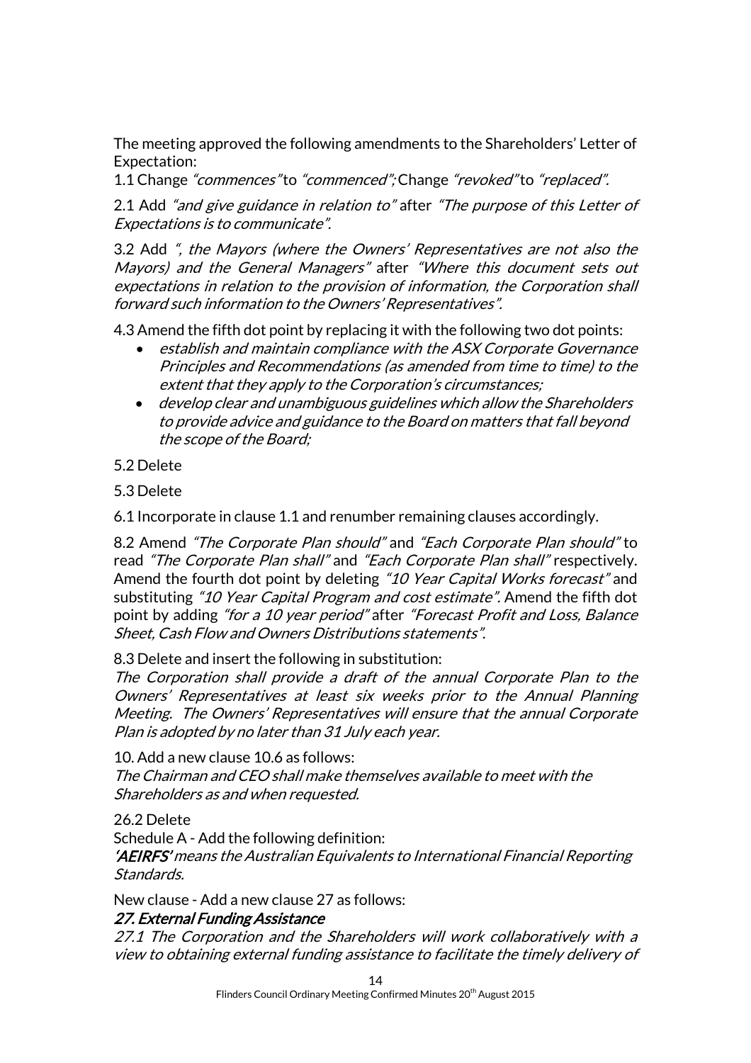The meeting approved the following amendments to the Shareholders' Letter of Expectation:

1.1 Change *"commences"* to *"commenced"*; Change *"revoked"* to *"replaced"*.

2.1 Add *"and give guidance in relation to"* after *"The purpose of this Letter of Expectations is to communicate"*.

3.2 Add *", the Mayors (where the Owners' Representatives are not also the Mayors) and the General Managers"* after *"Where this document sets out expectations in relation to the provision of information, the Corporation shall forward such information to the Owners' Representatives"*.

4.3 Amend the fifth dot point by replacing it with the following two dot points:

- *establish and maintain compliance with the ASX Corporate Governance Principles and Recommendations (as amended from time to time) to the extent that they apply to the Corporation's circumstances;*
- *develop clear and unambiguous guidelines which allow the Shareholders to provide advice and guidance to the Board on matters that fall beyond the scope of the Board;*

5.2 Delete

5.3 Delete

6.1 Incorporate in clause 1.1 and renumber remaining clauses accordingly.

8.2 Amend *"The Corporate Plan should"* and *"Each Corporate Plan should"* to read *"The Corporate Plan shall"* and *"Each Corporate Plan shall"* respectively. Amend the fourth dot point by deleting *"10 Year Capital Works forecast"* and substituting *"10 Year Capital Program and cost estimate"*. Amend the fifth dot point by adding *"for a 10 year period"* after *"Forecast Profit and Loss, Balance Sheet, Cash Flow and Owners Distributions statements"*.

8.3 Delete and insert the following in substitution:
*The Corporation shall provide a draft of the annual Corporate Plan to the Owners' Representatives at least six weeks prior to the Annual Planning Meeting. The Owners' Representatives will ensure that the annual Corporate Plan is adopted by no later than 31 July each year.*

10. Add a new clause 10.6 as follows:
*The Chairman and CEO shall make themselves available to meet with the Shareholders as and when requested.*

26.2 Delete

Schedule A - Add the following definition:
***'AEIRFS'*** *means the Australian Equivalents to International Financial Reporting Standards.*

New clause - Add a new clause 27 as follows:

***27. External Funding Assistance***

*27.1 The Corporation and the Shareholders will work collaboratively with a view to obtaining external funding assistance to facilitate the timely delivery of*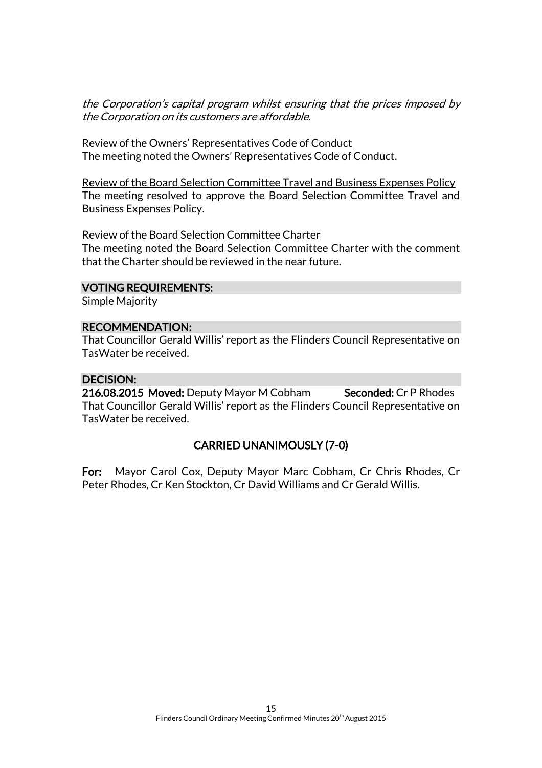*the Corporation's capital program whilst ensuring that the prices imposed by the Corporation on its customers are affordable.*

Review of the Owners' Representatives Code of Conduct
The meeting noted the Owners' Representatives Code of Conduct.

Review of the Board Selection Committee Travel and Business Expenses Policy
The meeting resolved to approve the Board Selection Committee Travel and Business Expenses Policy.

Review of the Board Selection Committee Charter
The meeting noted the Board Selection Committee Charter with the comment that the Charter should be reviewed in the near future.

**VOTING REQUIREMENTS:**
Simple Majority

**RECOMMENDATION:**
That Councillor Gerald Willis' report as the Flinders Council Representative on TasWater be received.

**DECISION:**
**216.08.2015 Moved:** Deputy Mayor M Cobham **Seconded:** Cr P Rhodes
That Councillor Gerald Willis' report as the Flinders Council Representative on TasWater be received.

**CARRIED UNANIMOUSLY (7-0)**

**For:** Mayor Carol Cox, Deputy Mayor Marc Cobham, Cr Chris Rhodes, Cr Peter Rhodes, Cr Ken Stockton, Cr David Williams and Cr Gerald Willis.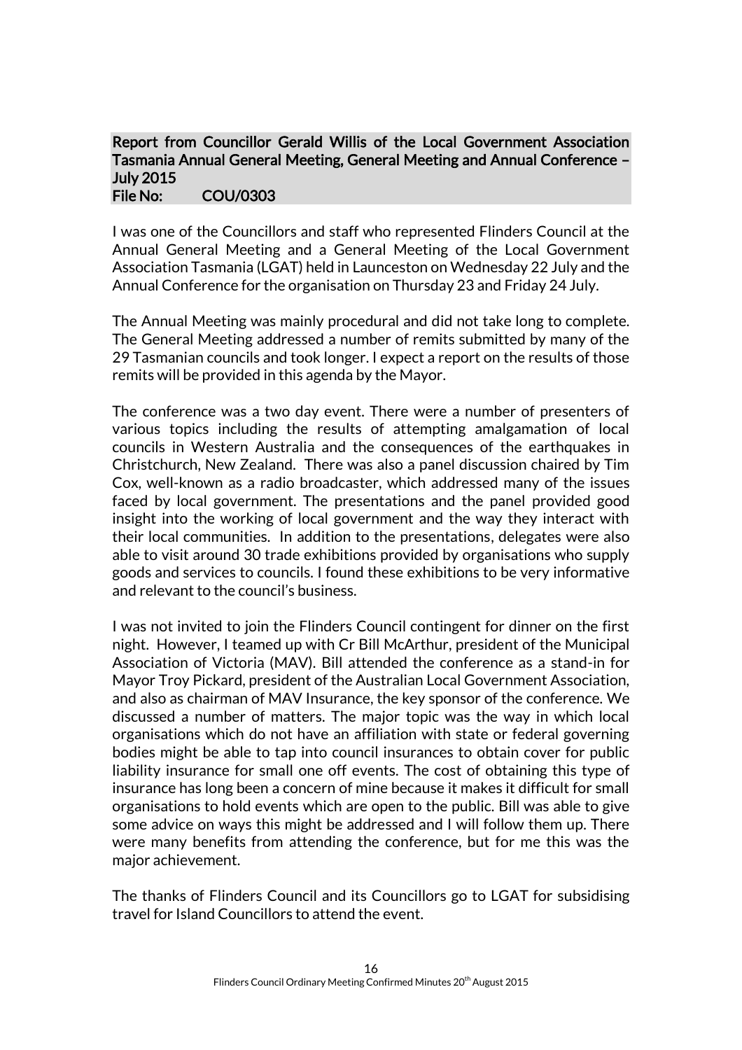## Report from Councillor Gerald Willis of the Local Government Association Tasmania Annual General Meeting, General Meeting and Annual Conference – July 2015

**File No: COU/0303**

I was one of the Councillors and staff who represented Flinders Council at the Annual General Meeting and a General Meeting of the Local Government Association Tasmania (LGAT) held in Launceston on Wednesday 22 July and the Annual Conference for the organisation on Thursday 23 and Friday 24 July.

The Annual Meeting was mainly procedural and did not take long to complete. The General Meeting addressed a number of remits submitted by many of the 29 Tasmanian councils and took longer. I expect a report on the results of those remits will be provided in this agenda by the Mayor.

The conference was a two day event. There were a number of presenters of various topics including the results of attempting amalgamation of local councils in Western Australia and the consequences of the earthquakes in Christchurch, New Zealand. There was also a panel discussion chaired by Tim Cox, well-known as a radio broadcaster, which addressed many of the issues faced by local government. The presentations and the panel provided good insight into the working of local government and the way they interact with their local communities. In addition to the presentations, delegates were also able to visit around 30 trade exhibitions provided by organisations who supply goods and services to councils. I found these exhibitions to be very informative and relevant to the council's business.

I was not invited to join the Flinders Council contingent for dinner on the first night. However, I teamed up with Cr Bill McArthur, president of the Municipal Association of Victoria (MAV). Bill attended the conference as a stand-in for Mayor Troy Pickard, president of the Australian Local Government Association, and also as chairman of MAV Insurance, the key sponsor of the conference. We discussed a number of matters. The major topic was the way in which local organisations which do not have an affiliation with state or federal governing bodies might be able to tap into council insurances to obtain cover for public liability insurance for small one off events. The cost of obtaining this type of insurance has long been a concern of mine because it makes it difficult for small organisations to hold events which are open to the public. Bill was able to give some advice on ways this might be addressed and I will follow them up. There were many benefits from attending the conference, but for me this was the major achievement.

The thanks of Flinders Council and its Councillors go to LGAT for subsidising travel for Island Councillors to attend the event.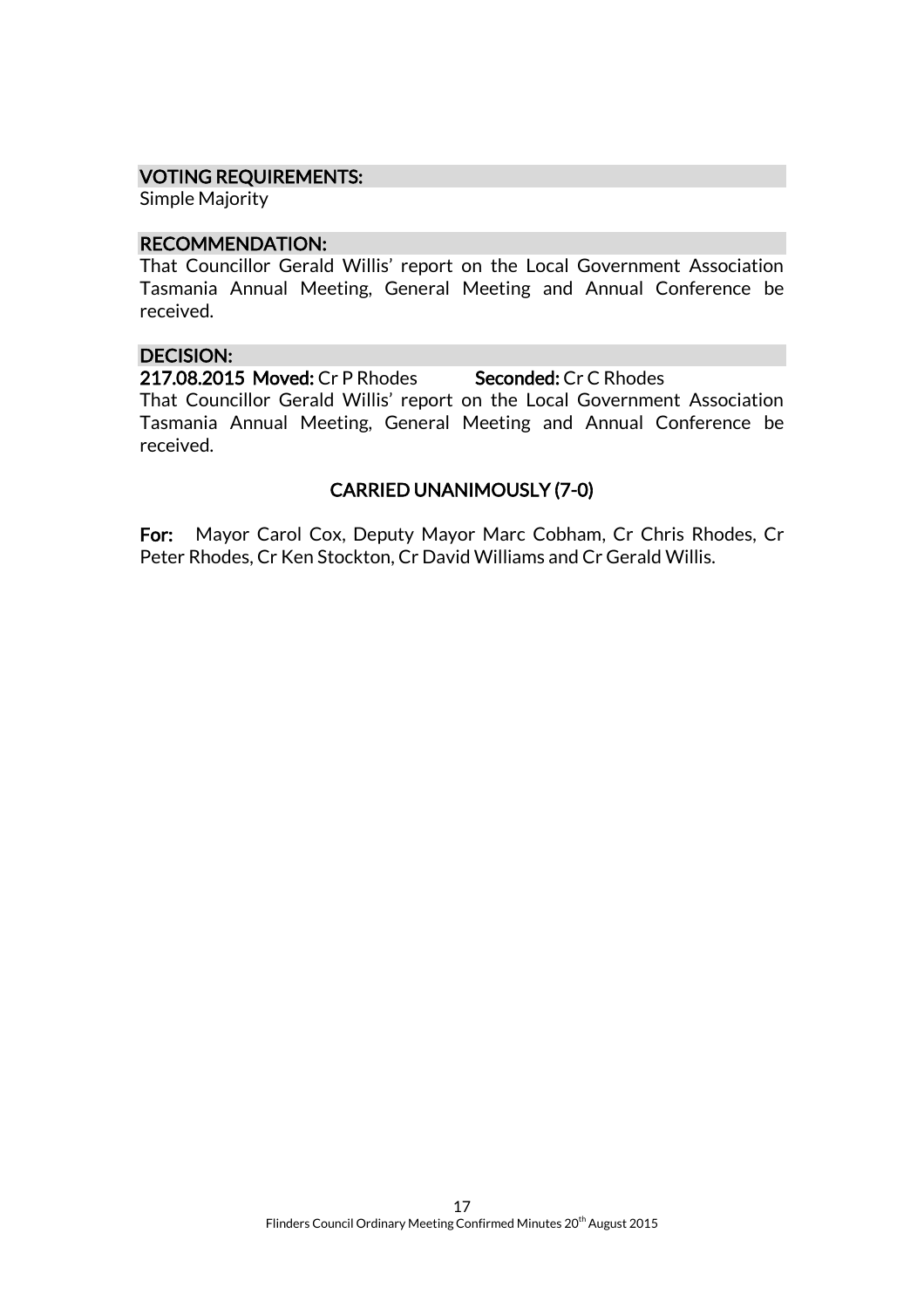**VOTING REQUIREMENTS:**

Simple Majority

**RECOMMENDATION:**

That Councillor Gerald Willis' report on the Local Government Association Tasmania Annual Meeting, General Meeting and Annual Conference be received.

**DECISION:**

**217.08.2015 Moved:** Cr P Rhodes **Seconded:** Cr C Rhodes

That Councillor Gerald Willis' report on the Local Government Association Tasmania Annual Meeting, General Meeting and Annual Conference be received.

**CARRIED UNANIMOUSLY (7-0)**

**For:** Mayor Carol Cox, Deputy Mayor Marc Cobham, Cr Chris Rhodes, Cr Peter Rhodes, Cr Ken Stockton, Cr David Williams and Cr Gerald Willis.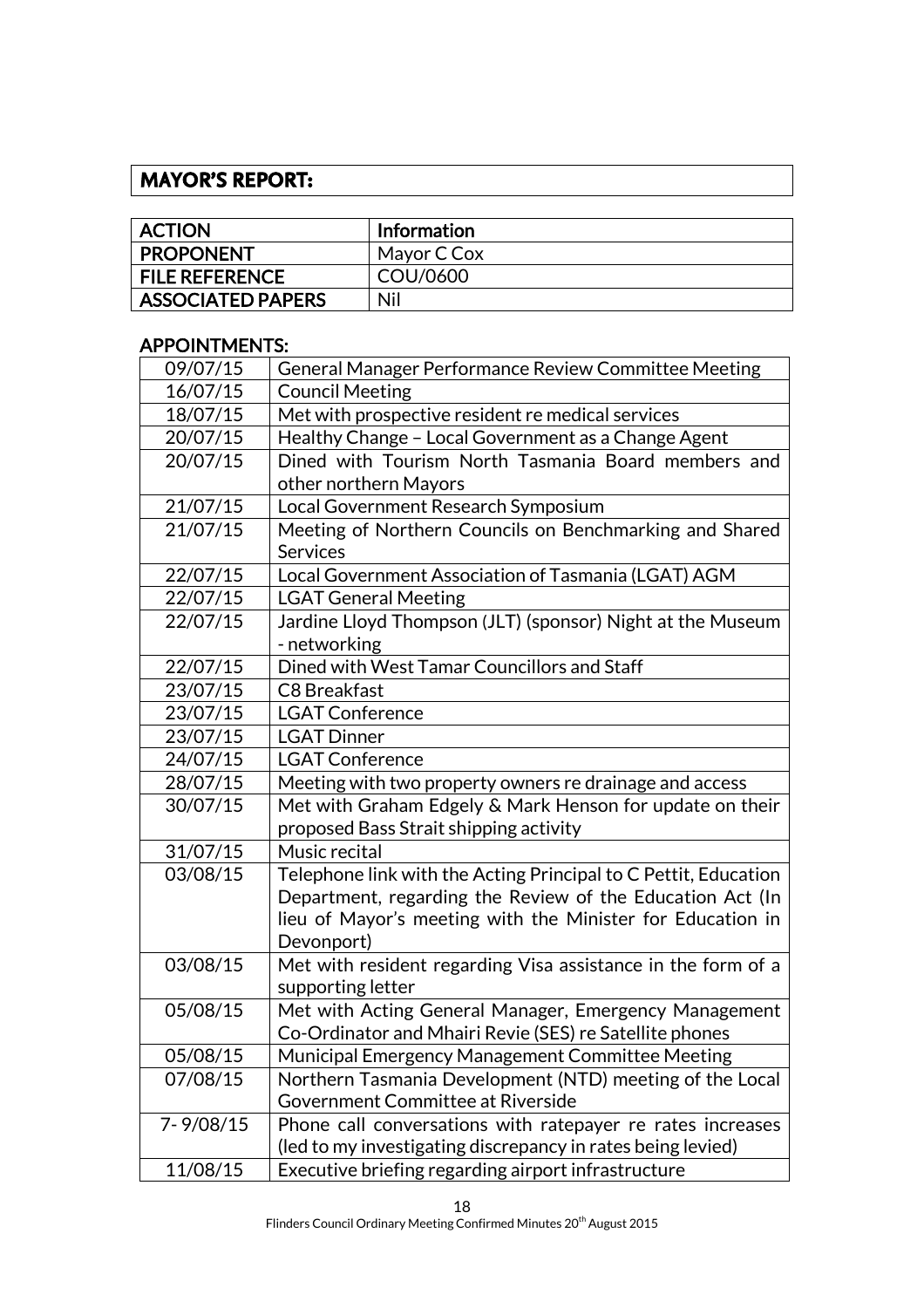## MAYOR'S REPORT:

| ACTION | Information |
|---|---|
| PROPONENT | Mayor C Cox |
| FILE REFERENCE | COU/0600 |
| ASSOCIATED PAPERS | Nil |

### APPOINTMENTS:

| | |
|---|---|
| 09/07/15 | General Manager Performance Review Committee Meeting |
| 16/07/15 | Council Meeting |
| 18/07/15 | Met with prospective resident re medical services |
| 20/07/15 | Healthy Change – Local Government as a Change Agent |
| 20/07/15 | Dined with Tourism North Tasmania Board members and other northern Mayors |
| 21/07/15 | Local Government Research Symposium |
| 21/07/15 | Meeting of Northern Councils on Benchmarking and Shared Services |
| 22/07/15 | Local Government Association of Tasmania (LGAT) AGM |
| 22/07/15 | LGAT General Meeting |
| 22/07/15 | Jardine Lloyd Thompson (JLT) (sponsor) Night at the Museum - networking |
| 22/07/15 | Dined with West Tamar Councillors and Staff |
| 23/07/15 | C8 Breakfast |
| 23/07/15 | LGAT Conference |
| 23/07/15 | LGAT Dinner |
| 24/07/15 | LGAT Conference |
| 28/07/15 | Meeting with two property owners re drainage and access |
| 30/07/15 | Met with Graham Edgely & Mark Henson for update on their proposed Bass Strait shipping activity |
| 31/07/15 | Music recital |
| 03/08/15 | Telephone link with the Acting Principal to C Pettit, Education Department, regarding the Review of the Education Act (In lieu of Mayor's meeting with the Minister for Education in Devonport) |
| 03/08/15 | Met with resident regarding Visa assistance in the form of a supporting letter |
| 05/08/15 | Met with Acting General Manager, Emergency Management Co-Ordinator and Mhairi Revie (SES) re Satellite phones |
| 05/08/15 | Municipal Emergency Management Committee Meeting |
| 07/08/15 | Northern Tasmania Development (NTD) meeting of the Local Government Committee at Riverside |
| 7- 9/08/15 | Phone call conversations with ratepayer re rates increases (led to my investigating discrepancy in rates being levied) |
| 11/08/15 | Executive briefing regarding airport infrastructure |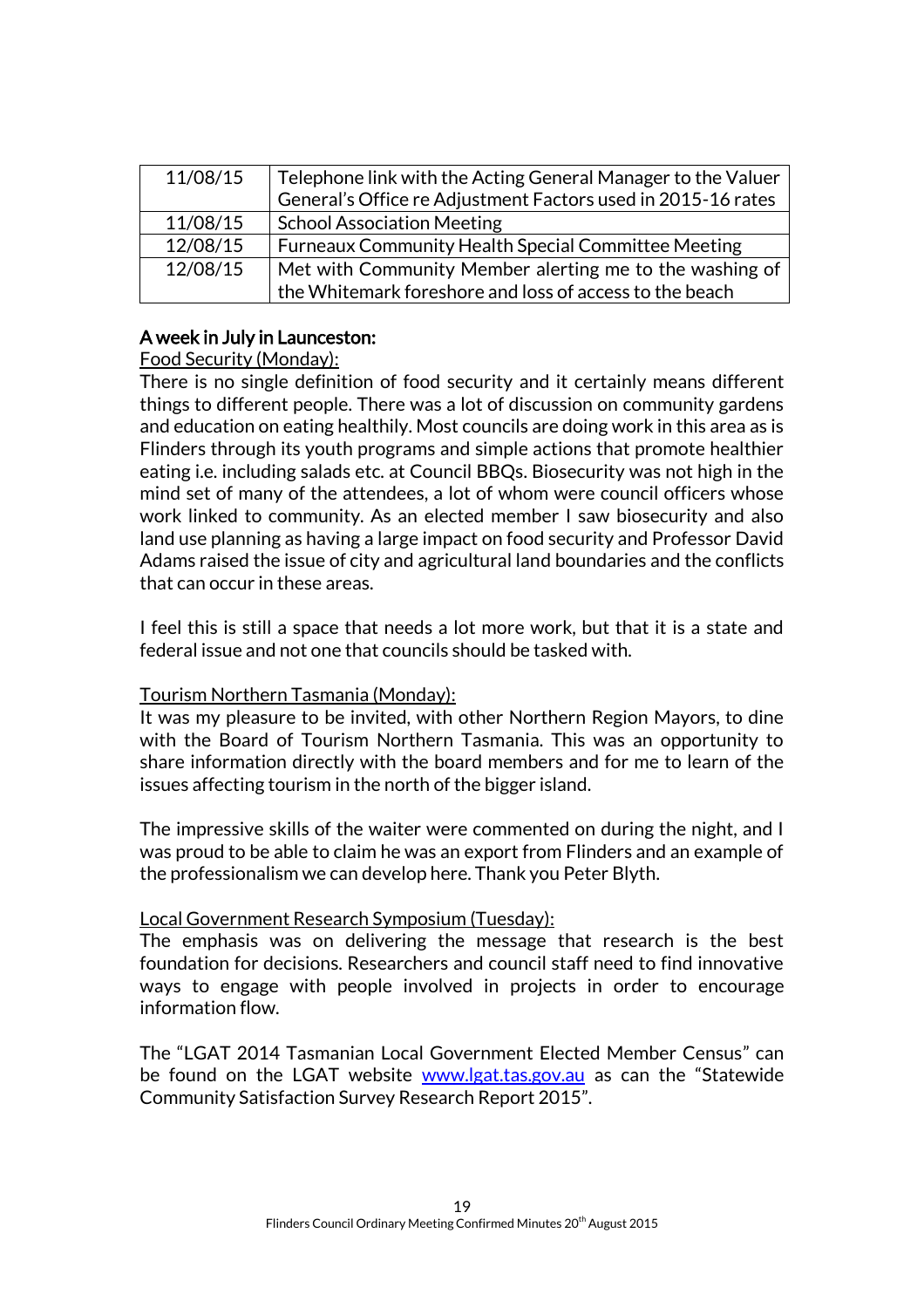| | |
|---|---|
| 11/08/15 | Telephone link with the Acting General Manager to the Valuer General's Office re Adjustment Factors used in 2015-16 rates |
| 11/08/15 | School Association Meeting |
| 12/08/15 | Furneaux Community Health Special Committee Meeting |
| 12/08/15 | Met with Community Member alerting me to the washing of the Whitemark foreshore and loss of access to the beach |

**A week in July in Launceston:**

Food Security (Monday):

There is no single definition of food security and it certainly means different things to different people. There was a lot of discussion on community gardens and education on eating healthily. Most councils are doing work in this area as is Flinders through its youth programs and simple actions that promote healthier eating i.e. including salads etc. at Council BBQs. Biosecurity was not high in the mind set of many of the attendees, a lot of whom were council officers whose work linked to community. As an elected member I saw biosecurity and also land use planning as having a large impact on food security and Professor David Adams raised the issue of city and agricultural land boundaries and the conflicts that can occur in these areas.

I feel this is still a space that needs a lot more work, but that it is a state and federal issue and not one that councils should be tasked with.

Tourism Northern Tasmania (Monday):

It was my pleasure to be invited, with other Northern Region Mayors, to dine with the Board of Tourism Northern Tasmania. This was an opportunity to share information directly with the board members and for me to learn of the issues affecting tourism in the north of the bigger island.

The impressive skills of the waiter were commented on during the night, and I was proud to be able to claim he was an export from Flinders and an example of the professionalism we can develop here. Thank you Peter Blyth.

Local Government Research Symposium (Tuesday):

The emphasis was on delivering the message that research is the best foundation for decisions. Researchers and council staff need to find innovative ways to engage with people involved in projects in order to encourage information flow.

The "LGAT 2014 Tasmanian Local Government Elected Member Census" can be found on the LGAT website www.lgat.tas.gov.au as can the "Statewide Community Satisfaction Survey Research Report 2015".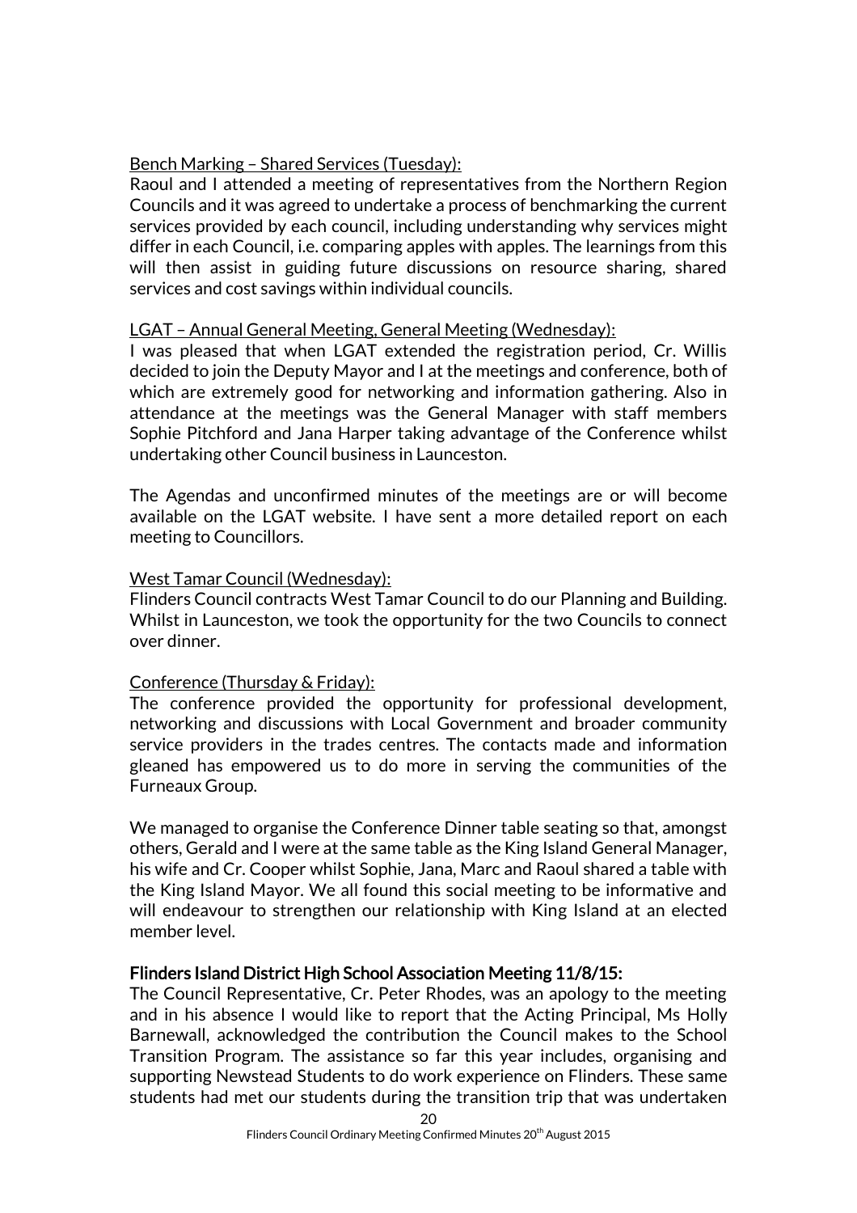<u>Bench Marking – Shared Services (Tuesday):</u>
Raoul and I attended a meeting of representatives from the Northern Region Councils and it was agreed to undertake a process of benchmarking the current services provided by each council, including understanding why services might differ in each Council, i.e. comparing apples with apples. The learnings from this will then assist in guiding future discussions on resource sharing, shared services and cost savings within individual councils.

<u>LGAT – Annual General Meeting, General Meeting (Wednesday):</u>
I was pleased that when LGAT extended the registration period, Cr. Willis decided to join the Deputy Mayor and I at the meetings and conference, both of which are extremely good for networking and information gathering. Also in attendance at the meetings was the General Manager with staff members Sophie Pitchford and Jana Harper taking advantage of the Conference whilst undertaking other Council business in Launceston.

The Agendas and unconfirmed minutes of the meetings are or will become available on the LGAT website. I have sent a more detailed report on each meeting to Councillors.

<u>West Tamar Council (Wednesday):</u>
Flinders Council contracts West Tamar Council to do our Planning and Building. Whilst in Launceston, we took the opportunity for the two Councils to connect over dinner.

<u>Conference (Thursday & Friday):</u>
The conference provided the opportunity for professional development, networking and discussions with Local Government and broader community service providers in the trades centres. The contacts made and information gleaned has empowered us to do more in serving the communities of the Furneaux Group.

We managed to organise the Conference Dinner table seating so that, amongst others, Gerald and I were at the same table as the King Island General Manager, his wife and Cr. Cooper whilst Sophie, Jana, Marc and Raoul shared a table with the King Island Mayor. We all found this social meeting to be informative and will endeavour to strengthen our relationship with King Island at an elected member level.

**Flinders Island District High School Association Meeting 11/8/15:**
The Council Representative, Cr. Peter Rhodes, was an apology to the meeting and in his absence I would like to report that the Acting Principal, Ms Holly Barnewall, acknowledged the contribution the Council makes to the School Transition Program. The assistance so far this year includes, organising and supporting Newstead Students to do work experience on Flinders. These same students had met our students during the transition trip that was undertaken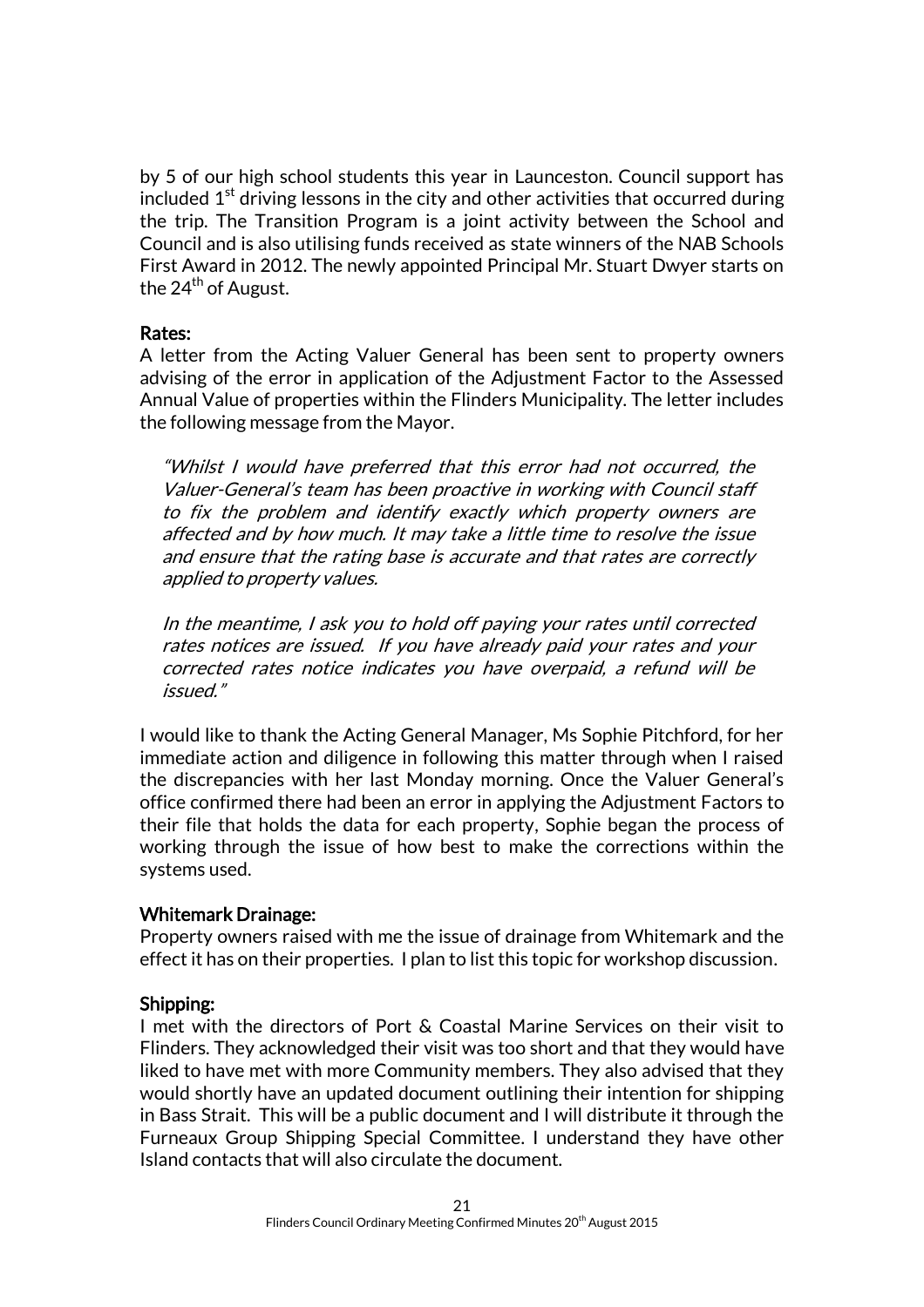by 5 of our high school students this year in Launceston. Council support has included 1st driving lessons in the city and other activities that occurred during the trip. The Transition Program is a joint activity between the School and Council and is also utilising funds received as state winners of the NAB Schools First Award in 2012. The newly appointed Principal Mr. Stuart Dwyer starts on the 24th of August.

**Rates:**

A letter from the Acting Valuer General has been sent to property owners advising of the error in application of the Adjustment Factor to the Assessed Annual Value of properties within the Flinders Municipality. The letter includes the following message from the Mayor.

> *"Whilst I would have preferred that this error had not occurred, the Valuer-General's team has been proactive in working with Council staff to fix the problem and identify exactly which property owners are affected and by how much. It may take a little time to resolve the issue and ensure that the rating base is accurate and that rates are correctly applied to property values.*
>
> *In the meantime, I ask you to hold off paying your rates until corrected rates notices are issued. If you have already paid your rates and your corrected rates notice indicates you have overpaid, a refund will be issued."*

I would like to thank the Acting General Manager, Ms Sophie Pitchford, for her immediate action and diligence in following this matter through when I raised the discrepancies with her last Monday morning. Once the Valuer General's office confirmed there had been an error in applying the Adjustment Factors to their file that holds the data for each property, Sophie began the process of working through the issue of how best to make the corrections within the systems used.

**Whitemark Drainage:**

Property owners raised with me the issue of drainage from Whitemark and the effect it has on their properties. I plan to list this topic for workshop discussion.

**Shipping:**

I met with the directors of Port & Coastal Marine Services on their visit to Flinders. They acknowledged their visit was too short and that they would have liked to have met with more Community members. They also advised that they would shortly have an updated document outlining their intention for shipping in Bass Strait. This will be a public document and I will distribute it through the Furneaux Group Shipping Special Committee. I understand they have other Island contacts that will also circulate the document.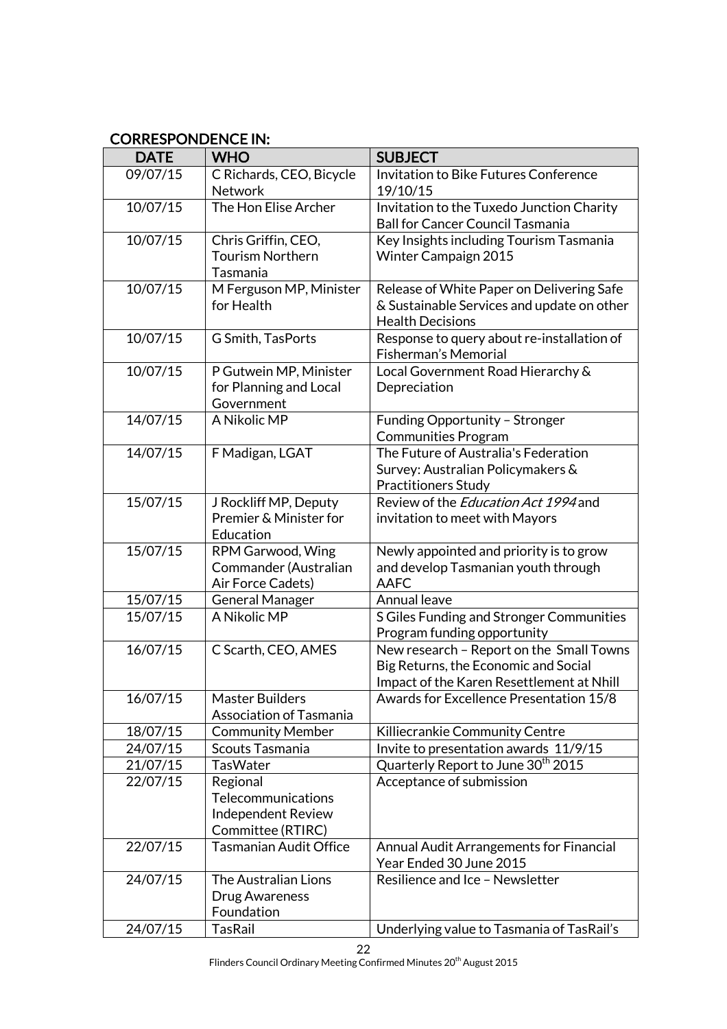## CORRESPONDENCE IN:

| DATE | WHO | SUBJECT |
|---|---|---|
| 09/07/15 | C Richards, CEO, Bicycle Network | Invitation to Bike Futures Conference 19/10/15 |
| 10/07/15 | The Hon Elise Archer | Invitation to the Tuxedo Junction Charity Ball for Cancer Council Tasmania |
| 10/07/15 | Chris Griffin, CEO, Tourism Northern Tasmania | Key Insights including Tourism Tasmania Winter Campaign 2015 |
| 10/07/15 | M Ferguson MP, Minister for Health | Release of White Paper on Delivering Safe & Sustainable Services and update on other Health Decisions |
| 10/07/15 | G Smith, TasPorts | Response to query about re-installation of Fisherman's Memorial |
| 10/07/15 | P Gutwein MP, Minister for Planning and Local Government | Local Government Road Hierarchy & Depreciation |
| 14/07/15 | A Nikolic MP | Funding Opportunity – Stronger Communities Program |
| 14/07/15 | F Madigan, LGAT | The Future of Australia's Federation Survey: Australian Policymakers & Practitioners Study |
| 15/07/15 | J Rockliff MP, Deputy Premier & Minister for Education | Review of the *Education Act 1994* and invitation to meet with Mayors |
| 15/07/15 | RPM Garwood, Wing Commander (Australian Air Force Cadets) | Newly appointed and priority is to grow and develop Tasmanian youth through AAFC |
| 15/07/15 | General Manager | Annual leave |
| 15/07/15 | A Nikolic MP | S Giles Funding and Stronger Communities Program funding opportunity |
| 16/07/15 | C Scarth, CEO, AMES | New research – Report on the Small Towns Big Returns, the Economic and Social Impact of the Karen Resettlement at Nhill |
| 16/07/15 | Master Builders Association of Tasmania | Awards for Excellence Presentation 15/8 |
| 18/07/15 | Community Member | Killiecrankie Community Centre |
| 24/07/15 | Scouts Tasmania | Invite to presentation awards 11/9/15 |
| 21/07/15 | TasWater | Quarterly Report to June 30th 2015 |
| 22/07/15 | Regional Telecommunications Independent Review Committee (RTIRC) | Acceptance of submission |
| 22/07/15 | Tasmanian Audit Office | Annual Audit Arrangements for Financial Year Ended 30 June 2015 |
| 24/07/15 | The Australian Lions Drug Awareness Foundation | Resilience and Ice – Newsletter |
| 24/07/15 | TasRail | Underlying value to Tasmania of TasRail's |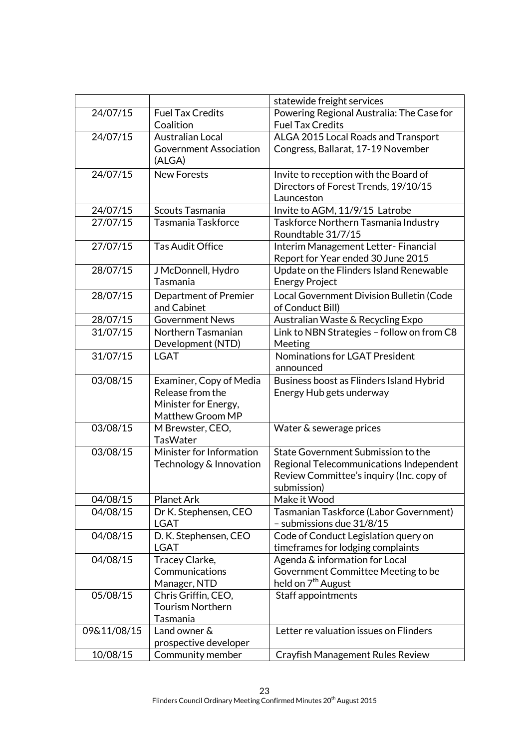| | | |
|---|---|---|
| | | statewide freight services |
| 24/07/15 | Fuel Tax Credits Coalition | Powering Regional Australia: The Case for Fuel Tax Credits |
| 24/07/15 | Australian Local Government Association (ALGA) | ALGA 2015 Local Roads and Transport Congress, Ballarat, 17-19 November |
| 24/07/15 | New Forests | Invite to reception with the Board of Directors of Forest Trends, 19/10/15 Launceston |
| 24/07/15 | Scouts Tasmania | Invite to AGM, 11/9/15 Latrobe |
| 27/07/15 | Tasmania Taskforce | Taskforce Northern Tasmania Industry Roundtable 31/7/15 |
| 27/07/15 | Tas Audit Office | Interim Management Letter- Financial Report for Year ended 30 June 2015 |
| 28/07/15 | J McDonnell, Hydro Tasmania | Update on the Flinders Island Renewable Energy Project |
| 28/07/15 | Department of Premier and Cabinet | Local Government Division Bulletin (Code of Conduct Bill) |
| 28/07/15 | Government News | Australian Waste & Recycling Expo |
| 31/07/15 | Northern Tasmanian Development (NTD) | Link to NBN Strategies – follow on from C8 Meeting |
| 31/07/15 | LGAT | Nominations for LGAT President announced |
| 03/08/15 | Examiner, Copy of Media Release from the Minister for Energy, Matthew Groom MP | Business boost as Flinders Island Hybrid Energy Hub gets underway |
| 03/08/15 | M Brewster, CEO, TasWater | Water & sewerage prices |
| 03/08/15 | Minister for Information Technology & Innovation | State Government Submission to the Regional Telecommunications Independent Review Committee's inquiry (Inc. copy of submission) |
| 04/08/15 | Planet Ark | Make it Wood |
| 04/08/15 | Dr K. Stephensen, CEO LGAT | Tasmanian Taskforce (Labor Government) – submissions due 31/8/15 |
| 04/08/15 | D. K. Stephensen, CEO LGAT | Code of Conduct Legislation query on timeframes for lodging complaints |
| 04/08/15 | Tracey Clarke, Communications Manager, NTD | Agenda & information for Local Government Committee Meeting to be held on 7th August |
| 05/08/15 | Chris Griffin, CEO, Tourism Northern Tasmania | Staff appointments |
| 09&11/08/15 | Land owner & prospective developer | Letter re valuation issues on Flinders |
| 10/08/15 | Community member | Crayfish Management Rules Review |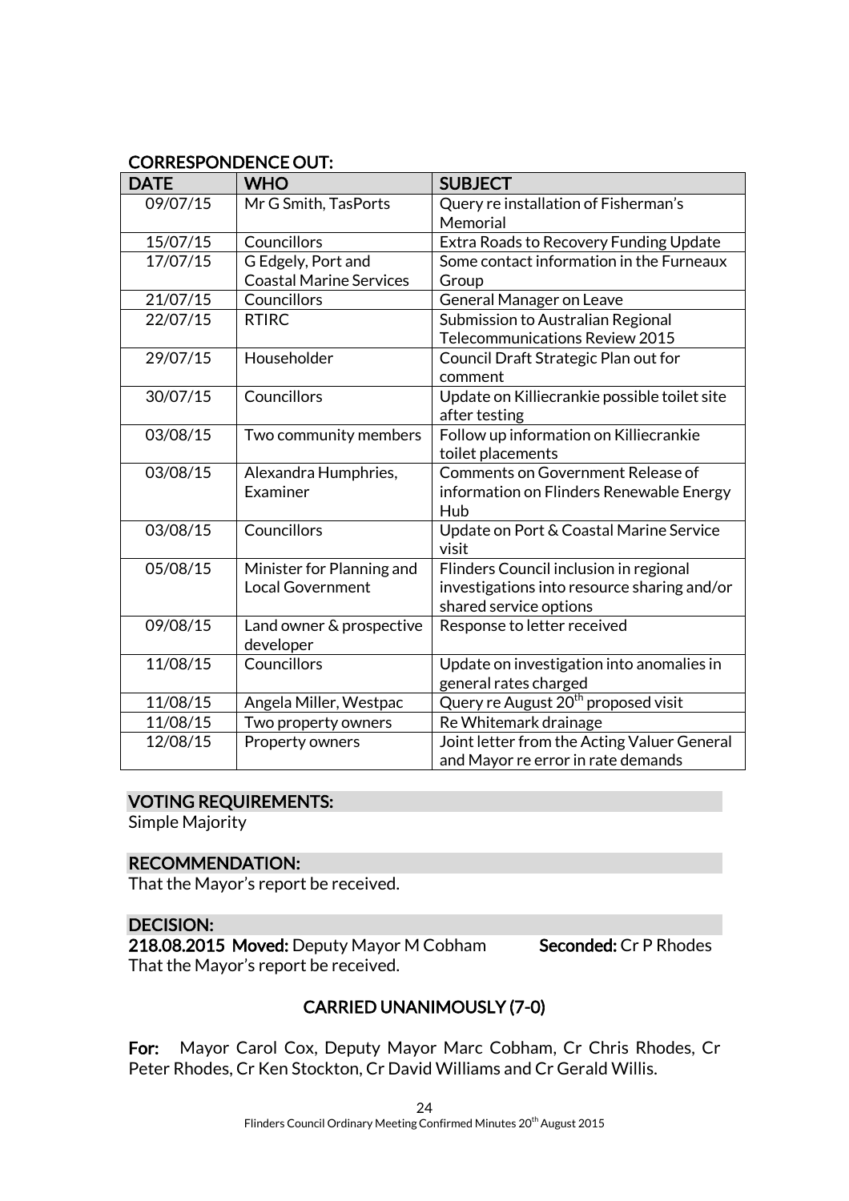### CORRESPONDENCE OUT:

| DATE | WHO | SUBJECT |
|---|---|---|
| 09/07/15 | Mr G Smith, TasPorts | Query re installation of Fisherman's Memorial |
| 15/07/15 | Councillors | Extra Roads to Recovery Funding Update |
| 17/07/15 | G Edgely, Port and Coastal Marine Services | Some contact information in the Furneaux Group |
| 21/07/15 | Councillors | General Manager on Leave |
| 22/07/15 | RTIRC | Submission to Australian Regional Telecommunications Review 2015 |
| 29/07/15 | Householder | Council Draft Strategic Plan out for comment |
| 30/07/15 | Councillors | Update on Killiecrankie possible toilet site after testing |
| 03/08/15 | Two community members | Follow up information on Killiecrankie toilet placements |
| 03/08/15 | Alexandra Humphries, Examiner | Comments on Government Release of information on Flinders Renewable Energy Hub |
| 03/08/15 | Councillors | Update on Port & Coastal Marine Service visit |
| 05/08/15 | Minister for Planning and Local Government | Flinders Council inclusion in regional investigations into resource sharing and/or shared service options |
| 09/08/15 | Land owner & prospective developer | Response to letter received |
| 11/08/15 | Councillors | Update on investigation into anomalies in general rates charged |
| 11/08/15 | Angela Miller, Westpac | Query re August 20th proposed visit |
| 11/08/15 | Two property owners | Re Whitemark drainage |
| 12/08/15 | Property owners | Joint letter from the Acting Valuer General and Mayor re error in rate demands |

### VOTING REQUIREMENTS:

Simple Majority

### RECOMMENDATION:

That the Mayor's report be received.

### DECISION:

**218.08.2015 Moved:** Deputy Mayor M Cobham **Seconded:** Cr P Rhodes

That the Mayor's report be received.

**CARRIED UNANIMOUSLY (7-0)**

**For:** Mayor Carol Cox, Deputy Mayor Marc Cobham, Cr Chris Rhodes, Cr Peter Rhodes, Cr Ken Stockton, Cr David Williams and Cr Gerald Willis.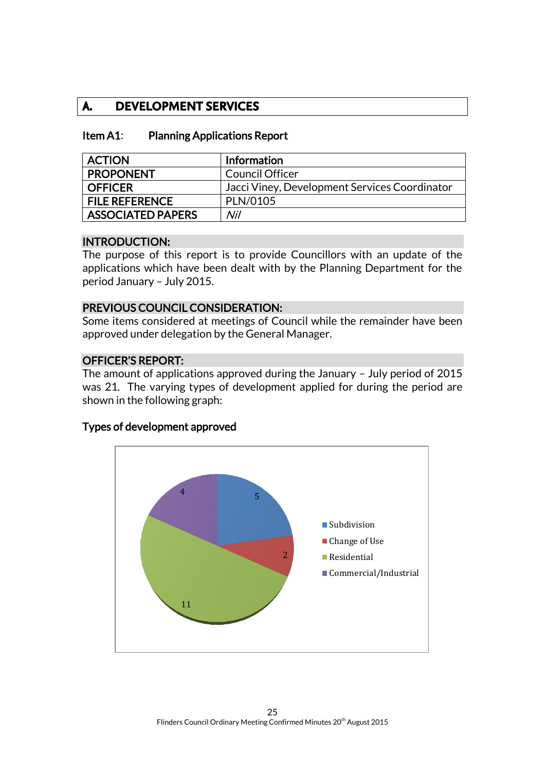# A. DEVELOPMENT SERVICES

## Item A1: Planning Applications Report

| ACTION | Information |
|---|---|
| PROPONENT | Council Officer |
| OFFICER | Jacci Viney, Development Services Coordinator |
| FILE REFERENCE | PLN/0105 |
| ASSOCIATED PAPERS | *Nil* |

### INTRODUCTION:

The purpose of this report is to provide Councillors with an update of the applications which have been dealt with by the Planning Department for the period January – July 2015.

### PREVIOUS COUNCIL CONSIDERATION:

Some items considered at meetings of Council while the remainder have been approved under delegation by the General Manager.

### OFFICER'S REPORT:

The amount of applications approved during the January – July period of 2015 was 21. The varying types of development applied for during the period are shown in the following graph:

**Types of development approved**

| Type | Number |
|---|---|
| Subdivision | 5 |
| Change of Use | 2 |
| Residential | 11 |
| Commercial/Industrial | 4 |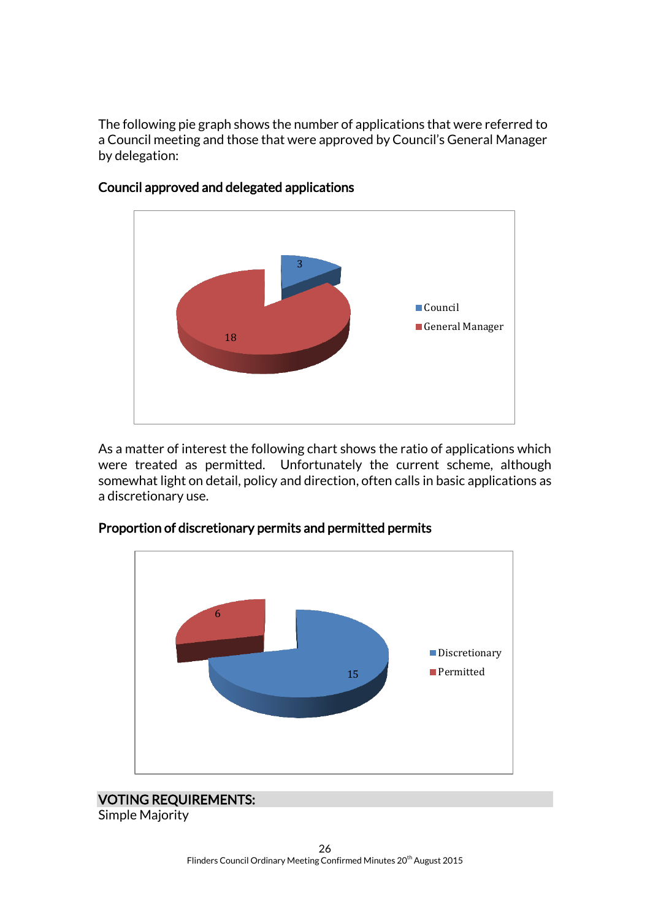The following pie graph shows the number of applications that were referred to a Council meeting and those that were approved by Council's General Manager by delegation:

**Council approved and delegated applications**

| Category | Applications |
| --- | --- |
| Council | 3 |
| General Manager | 18 |

As a matter of interest the following chart shows the ratio of applications which were treated as permitted. Unfortunately the current scheme, although somewhat light on detail, policy and direction, often calls in basic applications as a discretionary use.

**Proportion of discretionary permits and permitted permits**

| Category | Permits |
| --- | --- |
| Discretionary | 15 |
| Permitted | 6 |

## VOTING REQUIREMENTS:

Simple Majority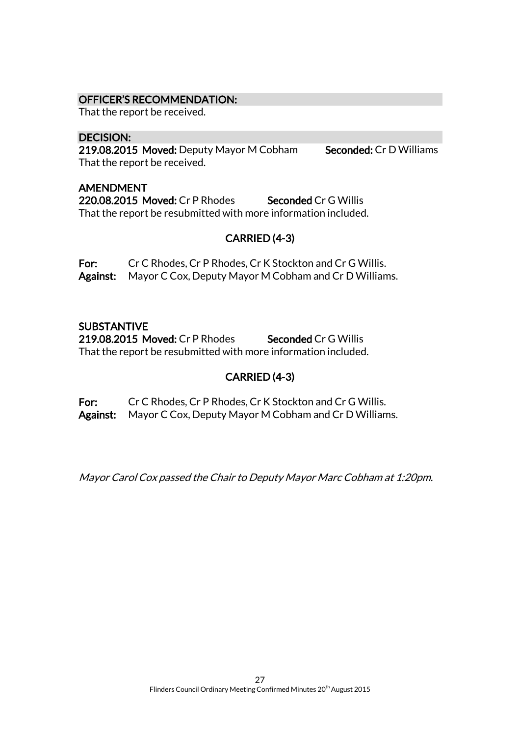**OFFICER'S RECOMMENDATION:**

That the report be received.

**DECISION:**

**219.08.2015 Moved:** Deputy Mayor M Cobham **Seconded:** Cr D Williams

That the report be received.

**AMENDMENT**

**220.08.2015 Moved:** Cr P Rhodes **Seconded** Cr G Willis

That the report be resubmitted with more information included.

**CARRIED (4-3)**

**For:** Cr C Rhodes, Cr P Rhodes, Cr K Stockton and Cr G Willis.
**Against:** Mayor C Cox, Deputy Mayor M Cobham and Cr D Williams.

**SUBSTANTIVE**

**219.08.2015 Moved:** Cr P Rhodes **Seconded** Cr G Willis

That the report be resubmitted with more information included.

**CARRIED (4-3)**

**For:** Cr C Rhodes, Cr P Rhodes, Cr K Stockton and Cr G Willis.
**Against:** Mayor C Cox, Deputy Mayor M Cobham and Cr D Williams.

*Mayor Carol Cox passed the Chair to Deputy Mayor Marc Cobham at 1:20pm.*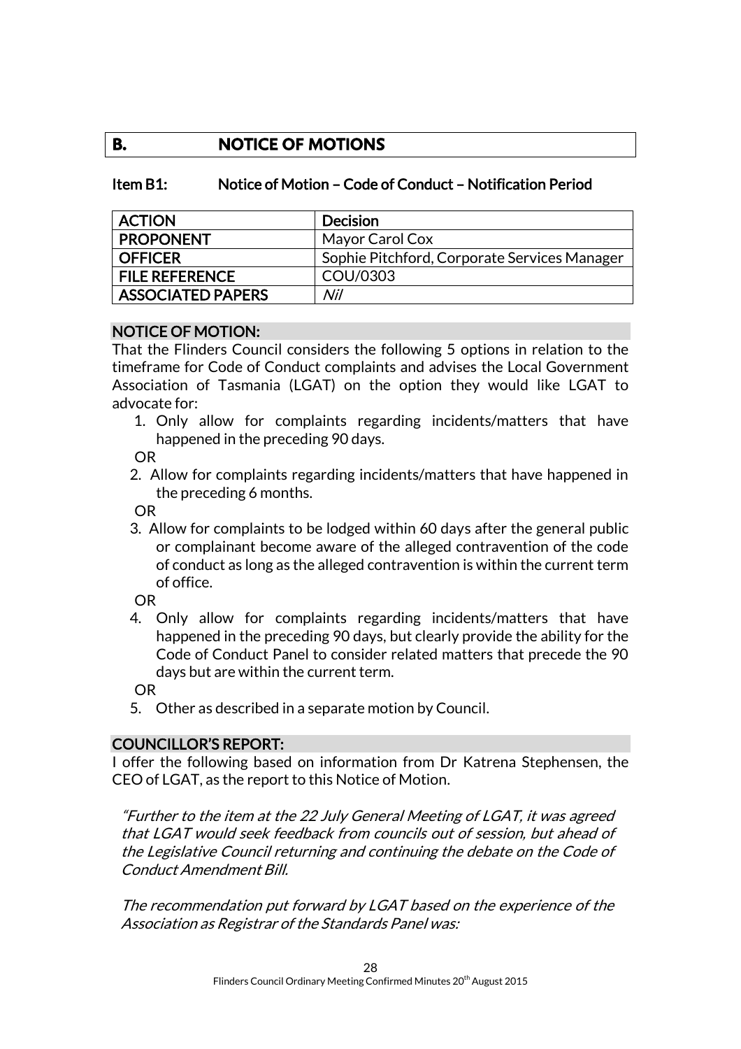## B. NOTICE OF MOTIONS

### Item B1: Notice of Motion – Code of Conduct – Notification Period

| ACTION | Decision |
|---|---|
| PROPONENT | Mayor Carol Cox |
| OFFICER | Sophie Pitchford, Corporate Services Manager |
| FILE REFERENCE | COU/0303 |
| ASSOCIATED PAPERS | *Nil* |

**NOTICE OF MOTION:**

That the Flinders Council considers the following 5 options in relation to the timeframe for Code of Conduct complaints and advises the Local Government Association of Tasmania (LGAT) on the option they would like LGAT to advocate for:

1. Only allow for complaints regarding incidents/matters that have happened in the preceding 90 days.

   OR

2. Allow for complaints regarding incidents/matters that have happened in the preceding 6 months.

   OR

3. Allow for complaints to be lodged within 60 days after the general public or complainant become aware of the alleged contravention of the code of conduct as long as the alleged contravention is within the current term of office.

   OR

4. Only allow for complaints regarding incidents/matters that have happened in the preceding 90 days, but clearly provide the ability for the Code of Conduct Panel to consider related matters that precede the 90 days but are within the current term.

   OR

5. Other as described in a separate motion by Council.

**COUNCILLOR'S REPORT:**

I offer the following based on information from Dr Katrena Stephensen, the CEO of LGAT, as the report to this Notice of Motion.

*"Further to the item at the 22 July General Meeting of LGAT, it was agreed that LGAT would seek feedback from councils out of session, but ahead of the Legislative Council returning and continuing the debate on the Code of Conduct Amendment Bill.*

*The recommendation put forward by LGAT based on the experience of the Association as Registrar of the Standards Panel was:*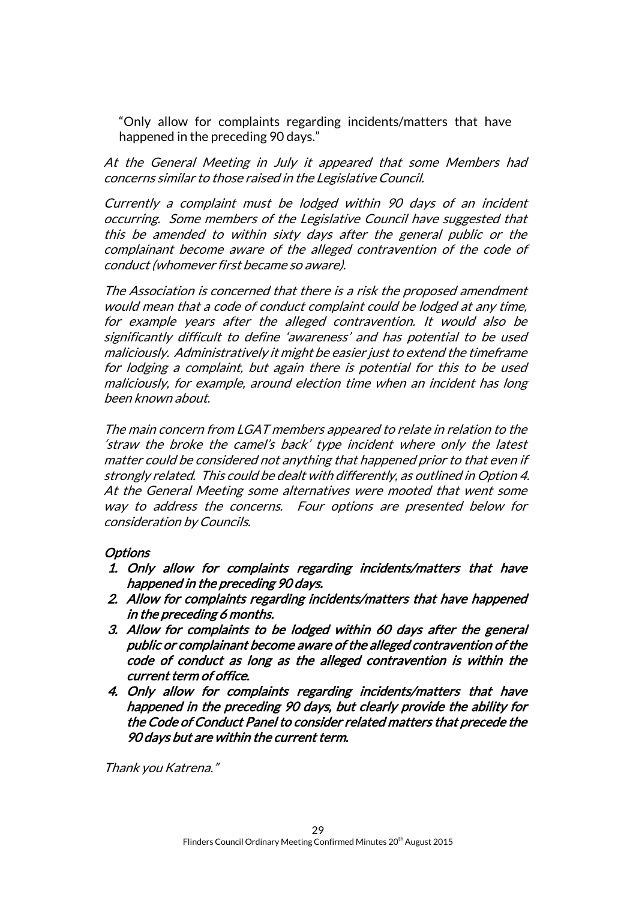"Only allow for complaints regarding incidents/matters that have happened in the preceding 90 days."

*At the General Meeting in July it appeared that some Members had concerns similar to those raised in the Legislative Council.*

*Currently a complaint must be lodged within 90 days of an incident occurring. Some members of the Legislative Council have suggested that this be amended to within sixty days after the general public or the complainant become aware of the alleged contravention of the code of conduct (whomever first became so aware).*

*The Association is concerned that there is a risk the proposed amendment would mean that a code of conduct complaint could be lodged at any time, for example years after the alleged contravention. It would also be significantly difficult to define 'awareness' and has potential to be used maliciously. Administratively it might be easier just to extend the timeframe for lodging a complaint, but again there is potential for this to be used maliciously, for example, around election time when an incident has long been known about.*

*The main concern from LGAT members appeared to relate in relation to the 'straw the broke the camel's back' type incident where only the latest matter could be considered not anything that happened prior to that even if strongly related. This could be dealt with differently, as outlined in Option 4. At the General Meeting some alternatives were mooted that went some way to address the concerns. Four options are presented below for consideration by Councils.*

*Options*

1. ***Only allow for complaints regarding incidents/matters that have happened in the preceding 90 days.***
2. ***Allow for complaints regarding incidents/matters that have happened in the preceding 6 months.***
3. ***Allow for complaints to be lodged within 60 days after the general public or complainant become aware of the alleged contravention of the code of conduct as long as the alleged contravention is within the current term of office.***
4. ***Only allow for complaints regarding incidents/matters that have happened in the preceding 90 days, but clearly provide the ability for the Code of Conduct Panel to consider related matters that precede the 90 days but are within the current term.***

*Thank you Katrena."*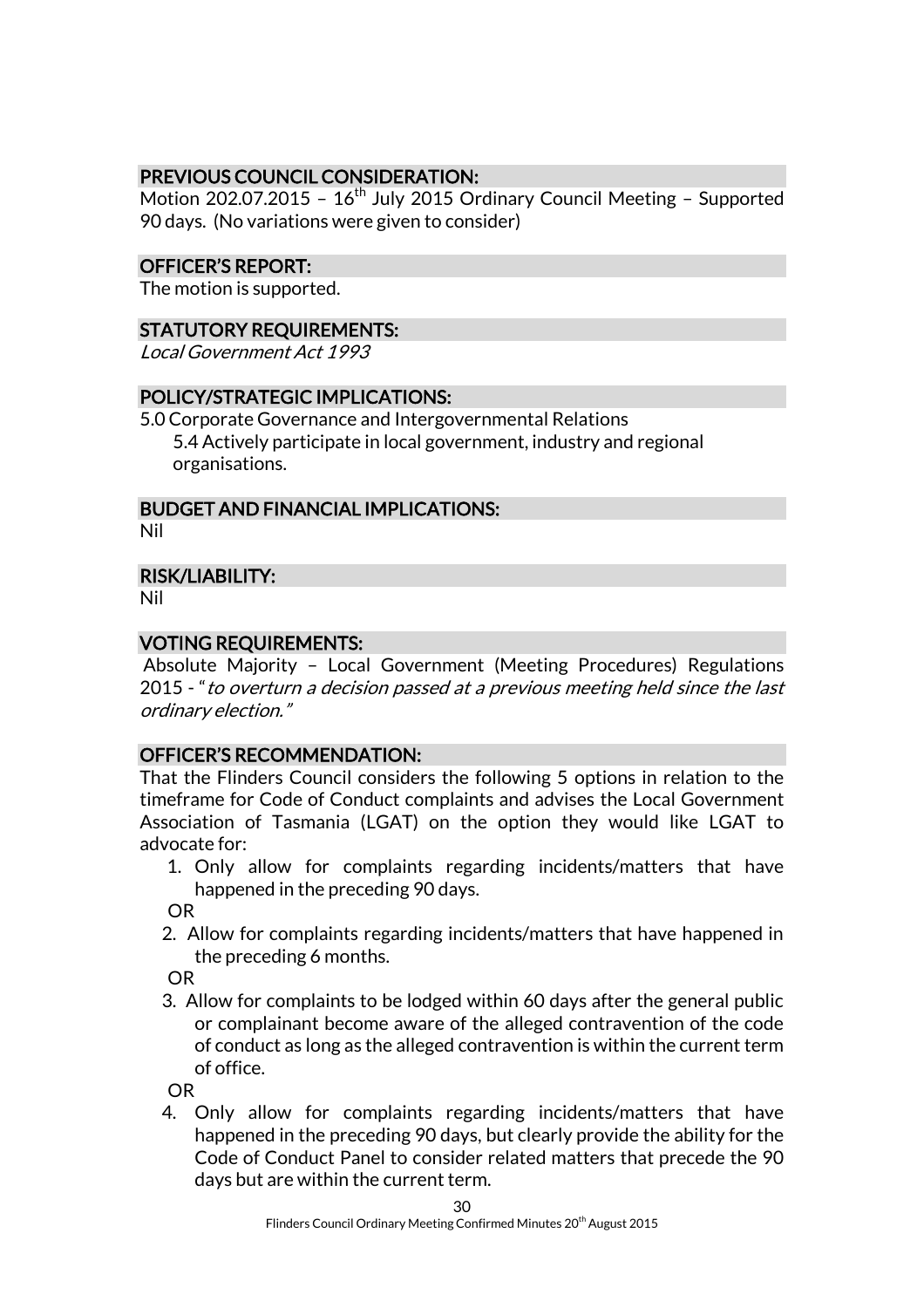## PREVIOUS COUNCIL CONSIDERATION:

Motion 202.07.2015 – 16th July 2015 Ordinary Council Meeting – Supported 90 days. (No variations were given to consider)

## OFFICER'S REPORT:

The motion is supported.

## STATUTORY REQUIREMENTS:

*Local Government Act 1993*

## POLICY/STRATEGIC IMPLICATIONS:

5.0 Corporate Governance and Intergovernmental Relations

5.4 Actively participate in local government, industry and regional organisations.

## BUDGET AND FINANCIAL IMPLICATIONS:

Nil

## RISK/LIABILITY:

Nil

## VOTING REQUIREMENTS:

Absolute Majority – Local Government (Meeting Procedures) Regulations 2015 - "*to overturn a decision passed at a previous meeting held since the last ordinary election.*"

## OFFICER'S RECOMMENDATION:

That the Flinders Council considers the following 5 options in relation to the timeframe for Code of Conduct complaints and advises the Local Government Association of Tasmania (LGAT) on the option they would like LGAT to advocate for:

1. Only allow for complaints regarding incidents/matters that have happened in the preceding 90 days.

   OR

2. Allow for complaints regarding incidents/matters that have happened in the preceding 6 months.

   OR

3. Allow for complaints to be lodged within 60 days after the general public or complainant become aware of the alleged contravention of the code of conduct as long as the alleged contravention is within the current term of office.

   OR

4. Only allow for complaints regarding incidents/matters that have happened in the preceding 90 days, but clearly provide the ability for the Code of Conduct Panel to consider related matters that precede the 90 days but are within the current term.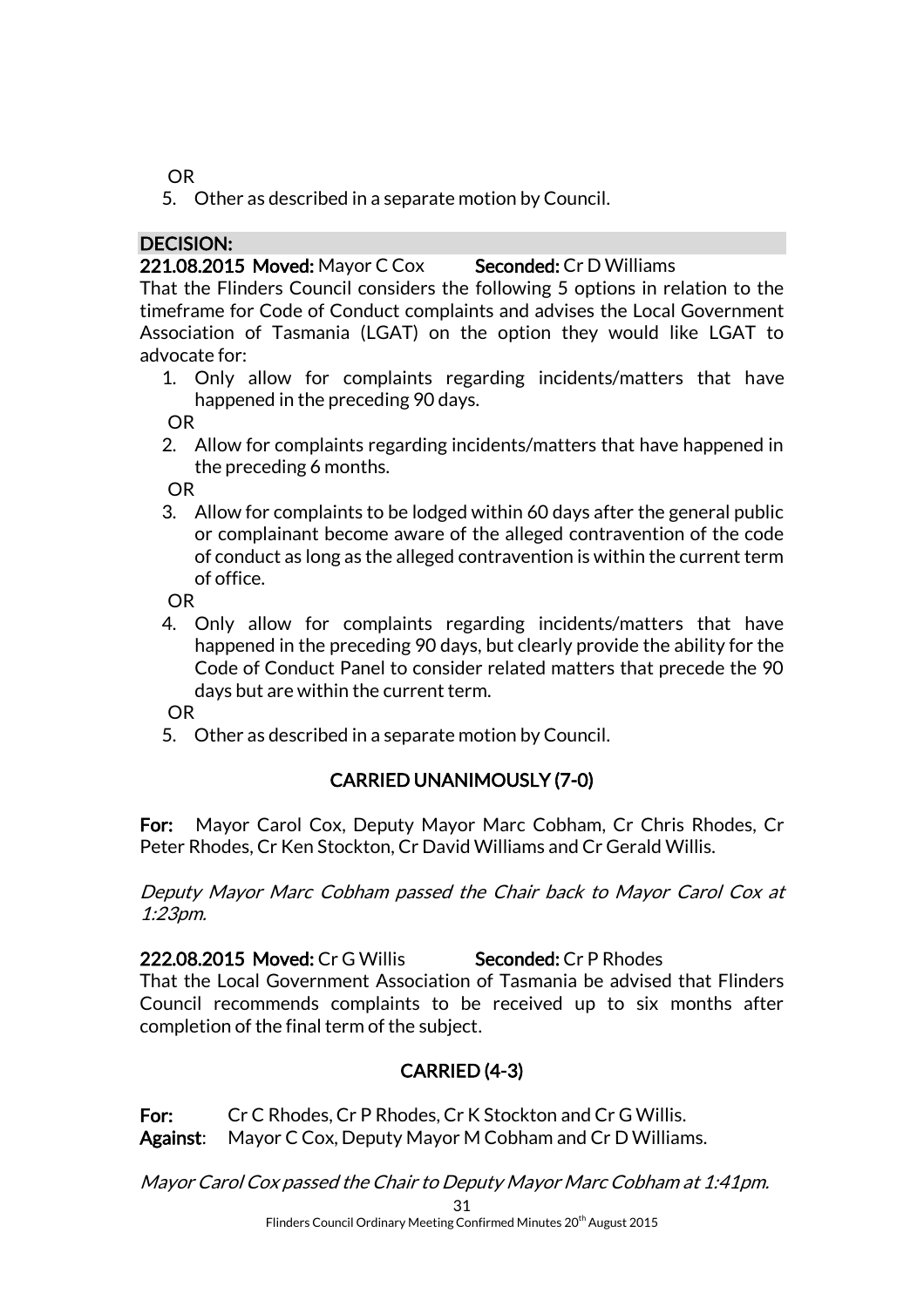OR

5. Other as described in a separate motion by Council.

**DECISION:**

**221.08.2015 Moved:** Mayor C Cox **Seconded:** Cr D Williams

That the Flinders Council considers the following 5 options in relation to the timeframe for Code of Conduct complaints and advises the Local Government Association of Tasmania (LGAT) on the option they would like LGAT to advocate for:

1. Only allow for complaints regarding incidents/matters that have happened in the preceding 90 days.

   OR

2. Allow for complaints regarding incidents/matters that have happened in the preceding 6 months.

   OR

3. Allow for complaints to be lodged within 60 days after the general public or complainant become aware of the alleged contravention of the code of conduct as long as the alleged contravention is within the current term of office.

   OR

4. Only allow for complaints regarding incidents/matters that have happened in the preceding 90 days, but clearly provide the ability for the Code of Conduct Panel to consider related matters that precede the 90 days but are within the current term.

   OR

5. Other as described in a separate motion by Council.

**CARRIED UNANIMOUSLY (7-0)**

**For:** Mayor Carol Cox, Deputy Mayor Marc Cobham, Cr Chris Rhodes, Cr Peter Rhodes, Cr Ken Stockton, Cr David Williams and Cr Gerald Willis.

*Deputy Mayor Marc Cobham passed the Chair back to Mayor Carol Cox at 1:23pm.*

**222.08.2015 Moved:** Cr G Willis **Seconded:** Cr P Rhodes

That the Local Government Association of Tasmania be advised that Flinders Council recommends complaints to be received up to six months after completion of the final term of the subject.

**CARRIED (4-3)**

**For:** Cr C Rhodes, Cr P Rhodes, Cr K Stockton and Cr G Willis.
**Against**: Mayor C Cox, Deputy Mayor M Cobham and Cr D Williams.

*Mayor Carol Cox passed the Chair to Deputy Mayor Marc Cobham at 1:41pm.*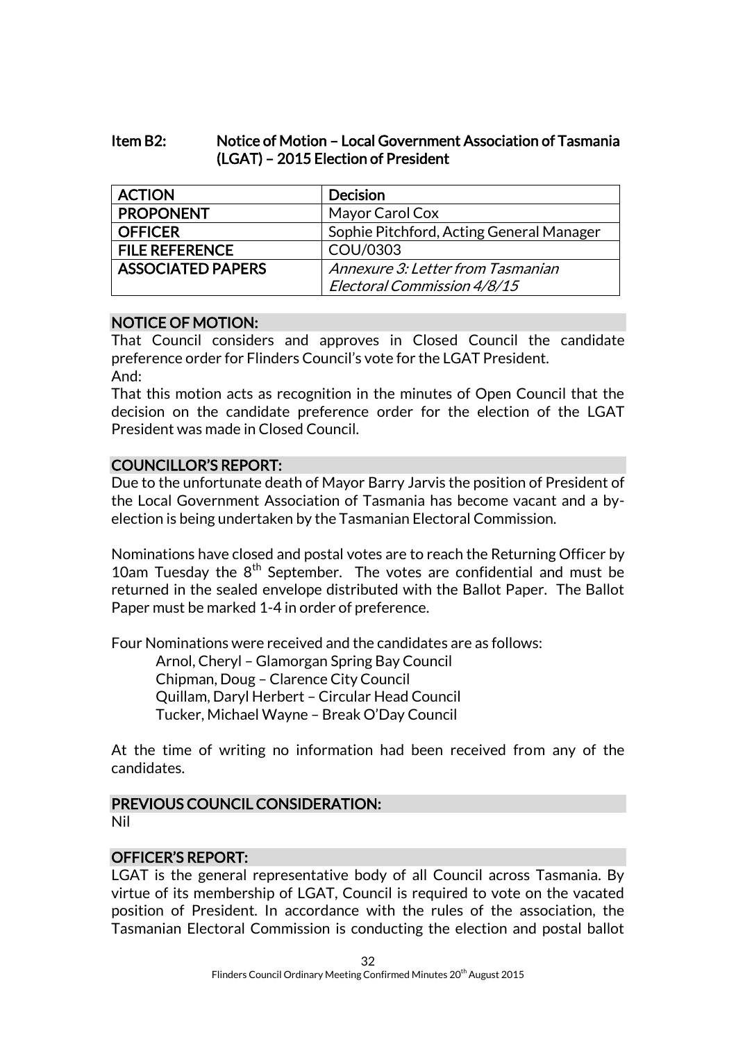## Item B2: Notice of Motion – Local Government Association of Tasmania (LGAT) – 2015 Election of President

| ACTION | Decision |
|---|---|
| PROPONENT | Mayor Carol Cox |
| OFFICER | Sophie Pitchford, Acting General Manager |
| FILE REFERENCE | COU/0303 |
| ASSOCIATED PAPERS | *Annexure 3: Letter from Tasmanian Electoral Commission 4/8/15* |

### NOTICE OF MOTION:

That Council considers and approves in Closed Council the candidate preference order for Flinders Council's vote for the LGAT President.
And:
That this motion acts as recognition in the minutes of Open Council that the decision on the candidate preference order for the election of the LGAT President was made in Closed Council.

### COUNCILLOR'S REPORT:

Due to the unfortunate death of Mayor Barry Jarvis the position of President of the Local Government Association of Tasmania has become vacant and a by-election is being undertaken by the Tasmanian Electoral Commission.

Nominations have closed and postal votes are to reach the Returning Officer by 10am Tuesday the 8th September. The votes are confidential and must be returned in the sealed envelope distributed with the Ballot Paper. The Ballot Paper must be marked 1-4 in order of preference.

Four Nominations were received and the candidates are as follows:

Arnol, Cheryl – Glamorgan Spring Bay Council
Chipman, Doug – Clarence City Council
Quillam, Daryl Herbert – Circular Head Council
Tucker, Michael Wayne – Break O'Day Council

At the time of writing no information had been received from any of the candidates.

### PREVIOUS COUNCIL CONSIDERATION:

Nil

### OFFICER'S REPORT:

LGAT is the general representative body of all Council across Tasmania. By virtue of its membership of LGAT, Council is required to vote on the vacated position of President. In accordance with the rules of the association, the Tasmanian Electoral Commission is conducting the election and postal ballot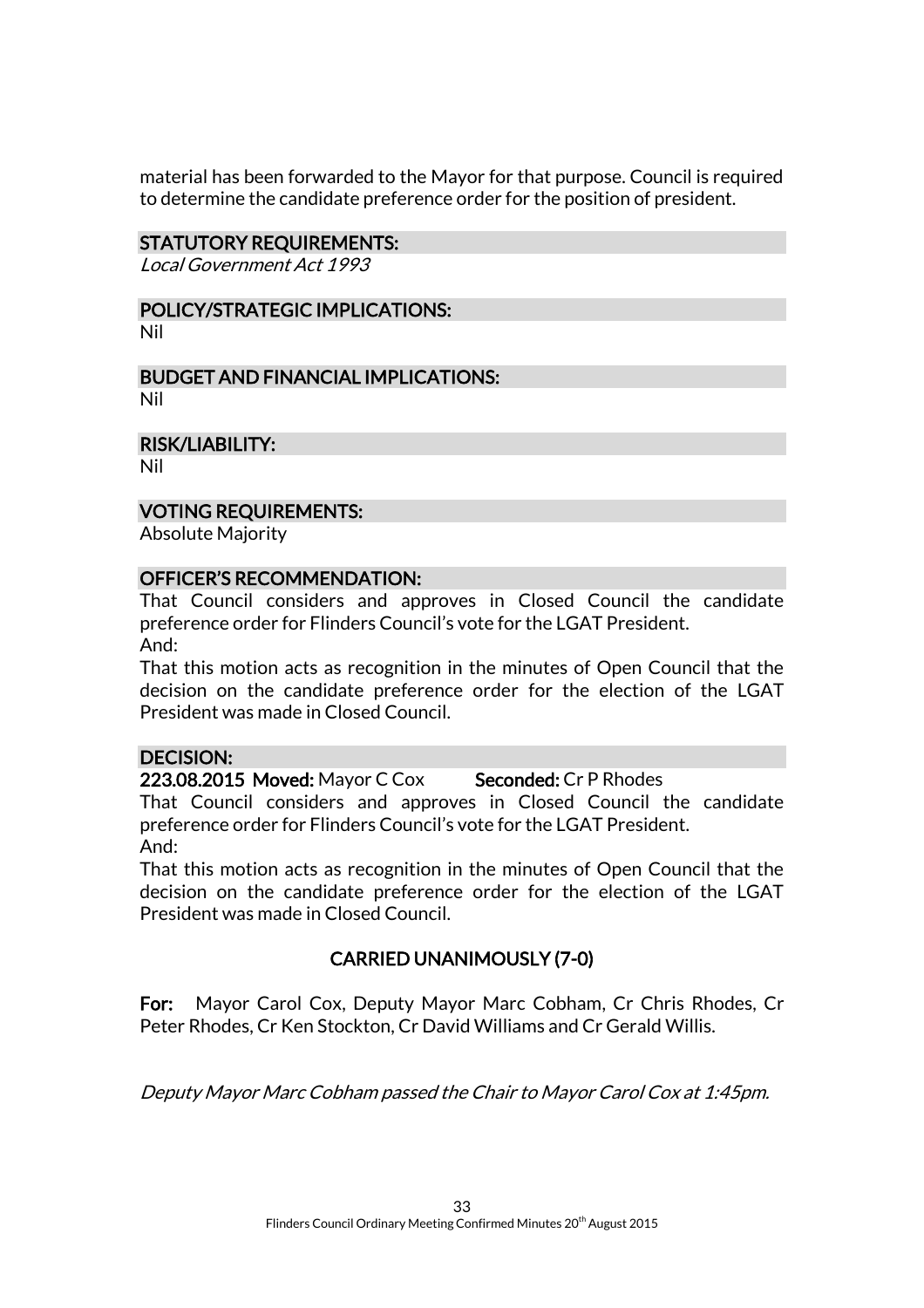material has been forwarded to the Mayor for that purpose. Council is required to determine the candidate preference order for the position of president.

### STATUTORY REQUIREMENTS:

*Local Government Act 1993*

### POLICY/STRATEGIC IMPLICATIONS:

Nil

### BUDGET AND FINANCIAL IMPLICATIONS:

Nil

### RISK/LIABILITY:

Nil

### VOTING REQUIREMENTS:

Absolute Majority

### OFFICER'S RECOMMENDATION:

That Council considers and approves in Closed Council the candidate preference order for Flinders Council's vote for the LGAT President.
And:
That this motion acts as recognition in the minutes of Open Council that the decision on the candidate preference order for the election of the LGAT President was made in Closed Council.

### DECISION:

**223.08.2015 Moved:** Mayor C Cox **Seconded:** Cr P Rhodes

That Council considers and approves in Closed Council the candidate preference order for Flinders Council's vote for the LGAT President.
And:
That this motion acts as recognition in the minutes of Open Council that the decision on the candidate preference order for the election of the LGAT President was made in Closed Council.

**CARRIED UNANIMOUSLY (7-0)**

**For:** Mayor Carol Cox, Deputy Mayor Marc Cobham, Cr Chris Rhodes, Cr Peter Rhodes, Cr Ken Stockton, Cr David Williams and Cr Gerald Willis.

*Deputy Mayor Marc Cobham passed the Chair to Mayor Carol Cox at 1:45pm.*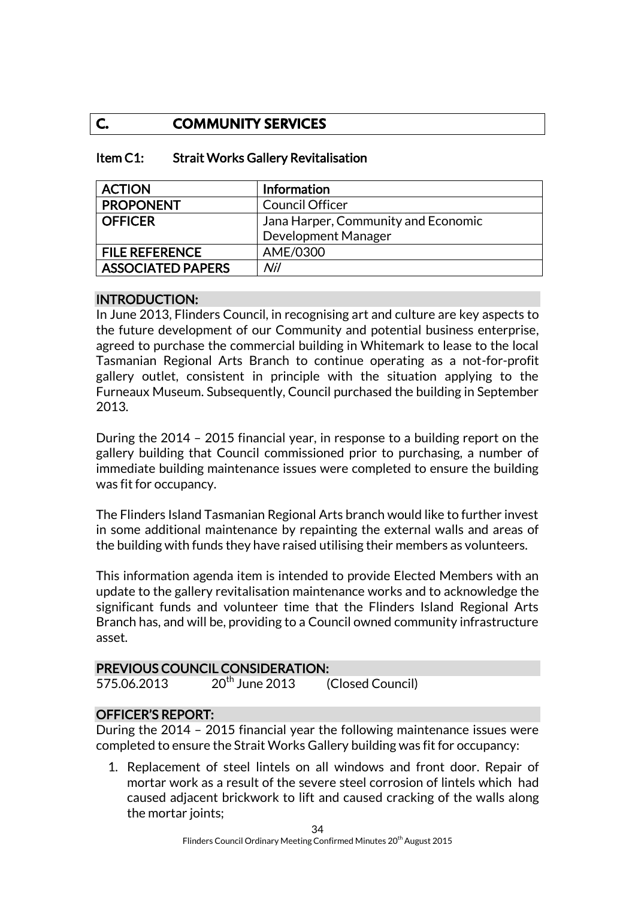## C. COMMUNITY SERVICES

### Item C1: Strait Works Gallery Revitalisation

| ACTION | Information |
|---|---|
| PROPONENT | Council Officer |
| OFFICER | Jana Harper, Community and Economic Development Manager |
| FILE REFERENCE | AME/0300 |
| ASSOCIATED PAPERS | *Nil* |

**INTRODUCTION:**

In June 2013, Flinders Council, in recognising art and culture are key aspects to the future development of our Community and potential business enterprise, agreed to purchase the commercial building in Whitemark to lease to the local Tasmanian Regional Arts Branch to continue operating as a not-for-profit gallery outlet, consistent in principle with the situation applying to the Furneaux Museum. Subsequently, Council purchased the building in September 2013.

During the 2014 – 2015 financial year, in response to a building report on the gallery building that Council commissioned prior to purchasing, a number of immediate building maintenance issues were completed to ensure the building was fit for occupancy.

The Flinders Island Tasmanian Regional Arts branch would like to further invest in some additional maintenance by repainting the external walls and areas of the building with funds they have raised utilising their members as volunteers.

This information agenda item is intended to provide Elected Members with an update to the gallery revitalisation maintenance works and to acknowledge the significant funds and volunteer time that the Flinders Island Regional Arts Branch has, and will be, providing to a Council owned community infrastructure asset.

**PREVIOUS COUNCIL CONSIDERATION:**

575.06.2013 20th June 2013 (Closed Council)

**OFFICER'S REPORT:**

During the 2014 – 2015 financial year the following maintenance issues were completed to ensure the Strait Works Gallery building was fit for occupancy:

1. Replacement of steel lintels on all windows and front door. Repair of mortar work as a result of the severe steel corrosion of lintels which had caused adjacent brickwork to lift and caused cracking of the walls along the mortar joints;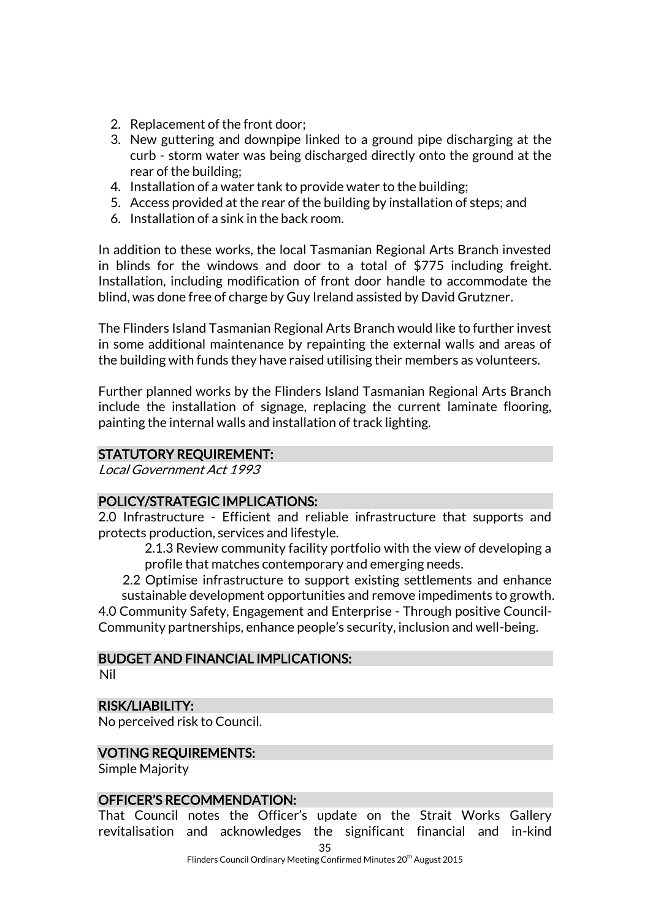2. Replacement of the front door;
3. New guttering and downpipe linked to a ground pipe discharging at the curb - storm water was being discharged directly onto the ground at the rear of the building;
4. Installation of a water tank to provide water to the building;
5. Access provided at the rear of the building by installation of steps; and
6. Installation of a sink in the back room.

In addition to these works, the local Tasmanian Regional Arts Branch invested in blinds for the windows and door to a total of $775 including freight. Installation, including modification of front door handle to accommodate the blind, was done free of charge by Guy Ireland assisted by David Grutzner.

The Flinders Island Tasmanian Regional Arts Branch would like to further invest in some additional maintenance by repainting the external walls and areas of the building with funds they have raised utilising their members as volunteers.

Further planned works by the Flinders Island Tasmanian Regional Arts Branch include the installation of signage, replacing the current laminate flooring, painting the internal walls and installation of track lighting.

## STATUTORY REQUIREMENT:

*Local Government Act 1993*

## POLICY/STRATEGIC IMPLICATIONS:

2.0 Infrastructure - Efficient and reliable infrastructure that supports and protects production, services and lifestyle.

2.1.3 Review community facility portfolio with the view of developing a profile that matches contemporary and emerging needs.

2.2 Optimise infrastructure to support existing settlements and enhance sustainable development opportunities and remove impediments to growth.

4.0 Community Safety, Engagement and Enterprise - Through positive Council-Community partnerships, enhance people's security, inclusion and well-being.

## BUDGET AND FINANCIAL IMPLICATIONS:

Nil

## RISK/LIABILITY:

No perceived risk to Council.

## VOTING REQUIREMENTS:

Simple Majority

## OFFICER'S RECOMMENDATION:

That Council notes the Officer's update on the Strait Works Gallery revitalisation and acknowledges the significant financial and in-kind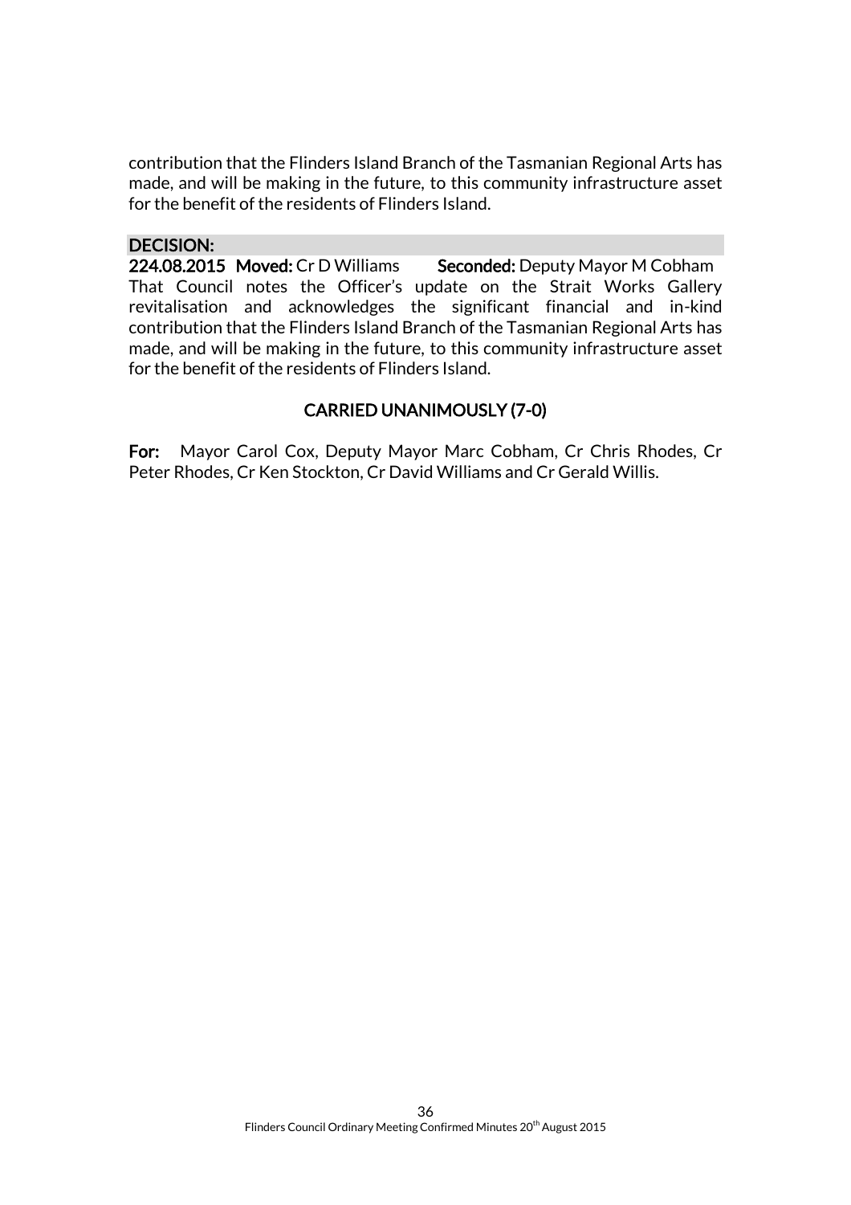contribution that the Flinders Island Branch of the Tasmanian Regional Arts has made, and will be making in the future, to this community infrastructure asset for the benefit of the residents of Flinders Island.

**DECISION:**

**224.08.2015 Moved:** Cr D Williams **Seconded:** Deputy Mayor M Cobham

That Council notes the Officer's update on the Strait Works Gallery revitalisation and acknowledges the significant financial and in-kind contribution that the Flinders Island Branch of the Tasmanian Regional Arts has made, and will be making in the future, to this community infrastructure asset for the benefit of the residents of Flinders Island.

**CARRIED UNANIMOUSLY (7-0)**

**For:** Mayor Carol Cox, Deputy Mayor Marc Cobham, Cr Chris Rhodes, Cr Peter Rhodes, Cr Ken Stockton, Cr David Williams and Cr Gerald Willis.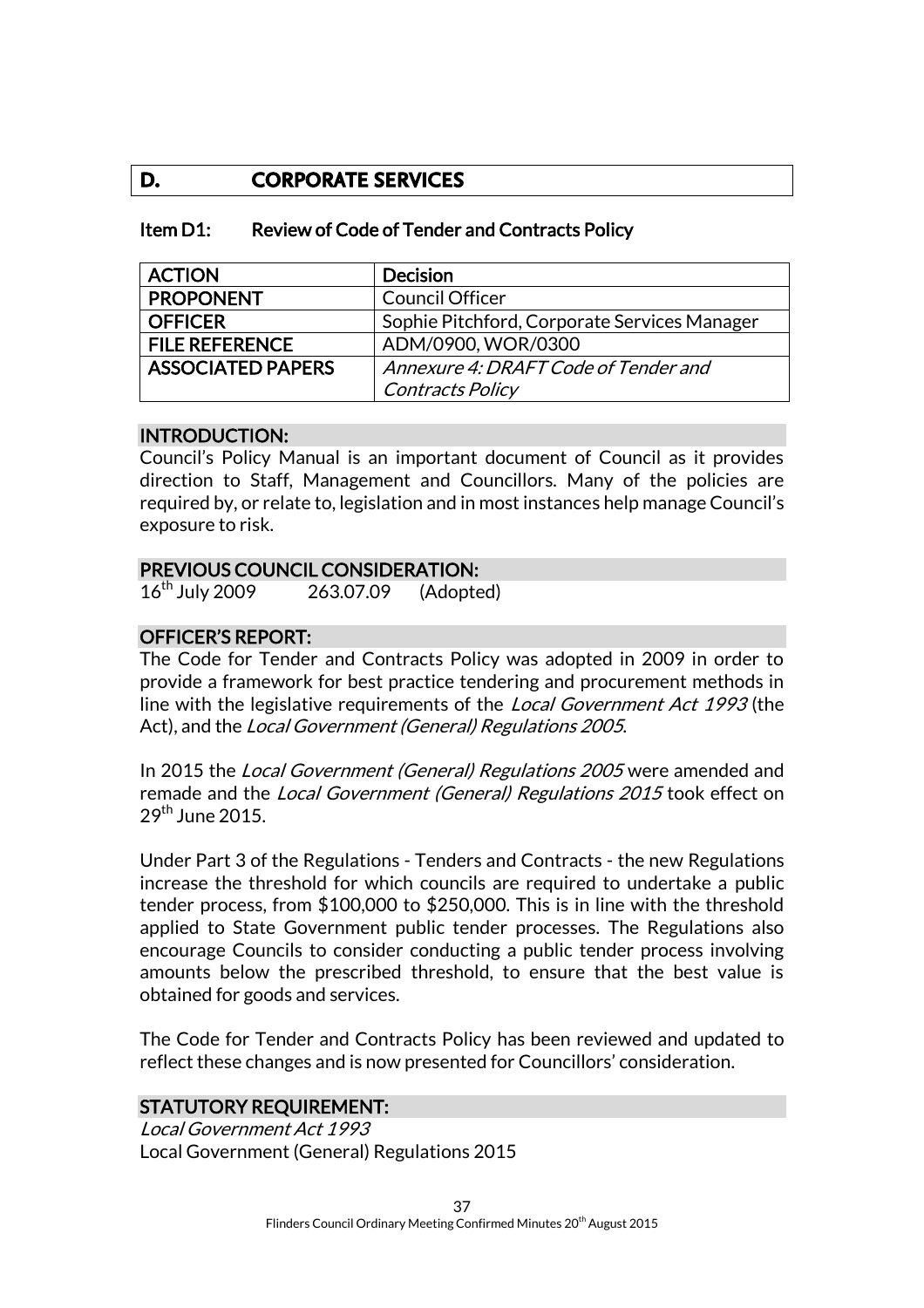## D. CORPORATE SERVICES

### Item D1: Review of Code of Tender and Contracts Policy

| ACTION | Decision |
|---|---|
| PROPONENT | Council Officer |
| OFFICER | Sophie Pitchford, Corporate Services Manager |
| FILE REFERENCE | ADM/0900, WOR/0300 |
| ASSOCIATED PAPERS | *Annexure 4: DRAFT Code of Tender and Contracts Policy* |

**INTRODUCTION:**

Council's Policy Manual is an important document of Council as it provides direction to Staff, Management and Councillors. Many of the policies are required by, or relate to, legislation and in most instances help manage Council's exposure to risk.

**PREVIOUS COUNCIL CONSIDERATION:**

16th July 2009 263.07.09 (Adopted)

**OFFICER'S REPORT:**

The Code for Tender and Contracts Policy was adopted in 2009 in order to provide a framework for best practice tendering and procurement methods in line with the legislative requirements of the *Local Government Act 1993* (the Act), and the *Local Government (General) Regulations 2005*.

In 2015 the *Local Government (General) Regulations 2005* were amended and remade and the *Local Government (General) Regulations 2015* took effect on 29th June 2015.

Under Part 3 of the Regulations - Tenders and Contracts - the new Regulations increase the threshold for which councils are required to undertake a public tender process, from $100,000 to $250,000. This is in line with the threshold applied to State Government public tender processes. The Regulations also encourage Councils to consider conducting a public tender process involving amounts below the prescribed threshold, to ensure that the best value is obtained for goods and services.

The Code for Tender and Contracts Policy has been reviewed and updated to reflect these changes and is now presented for Councillors' consideration.

**STATUTORY REQUIREMENT:**

*Local Government Act 1993*
Local Government (General) Regulations 2015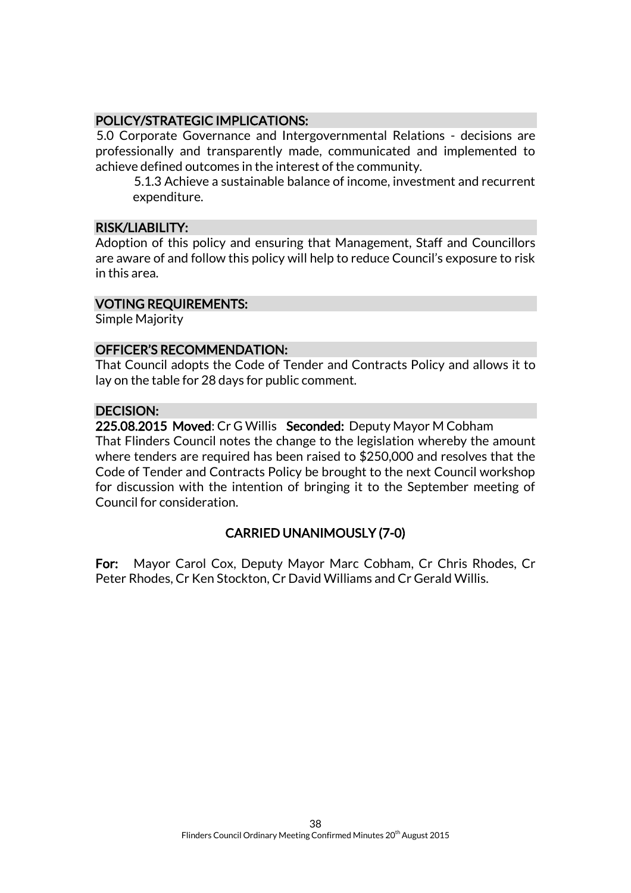## POLICY/STRATEGIC IMPLICATIONS:

5.0 Corporate Governance and Intergovernmental Relations - decisions are professionally and transparently made, communicated and implemented to achieve defined outcomes in the interest of the community.

> 5.1.3 Achieve a sustainable balance of income, investment and recurrent expenditure.

## RISK/LIABILITY:

Adoption of this policy and ensuring that Management, Staff and Councillors are aware of and follow this policy will help to reduce Council's exposure to risk in this area.

## VOTING REQUIREMENTS:

Simple Majority

## OFFICER'S RECOMMENDATION:

That Council adopts the Code of Tender and Contracts Policy and allows it to lay on the table for 28 days for public comment.

## DECISION:

**225.08.2015 Moved**: Cr G Willis **Seconded:** Deputy Mayor M Cobham

That Flinders Council notes the change to the legislation whereby the amount where tenders are required has been raised to $250,000 and resolves that the Code of Tender and Contracts Policy be brought to the next Council workshop for discussion with the intention of bringing it to the September meeting of Council for consideration.

**CARRIED UNANIMOUSLY (7-0)**

**For:** Mayor Carol Cox, Deputy Mayor Marc Cobham, Cr Chris Rhodes, Cr Peter Rhodes, Cr Ken Stockton, Cr David Williams and Cr Gerald Willis.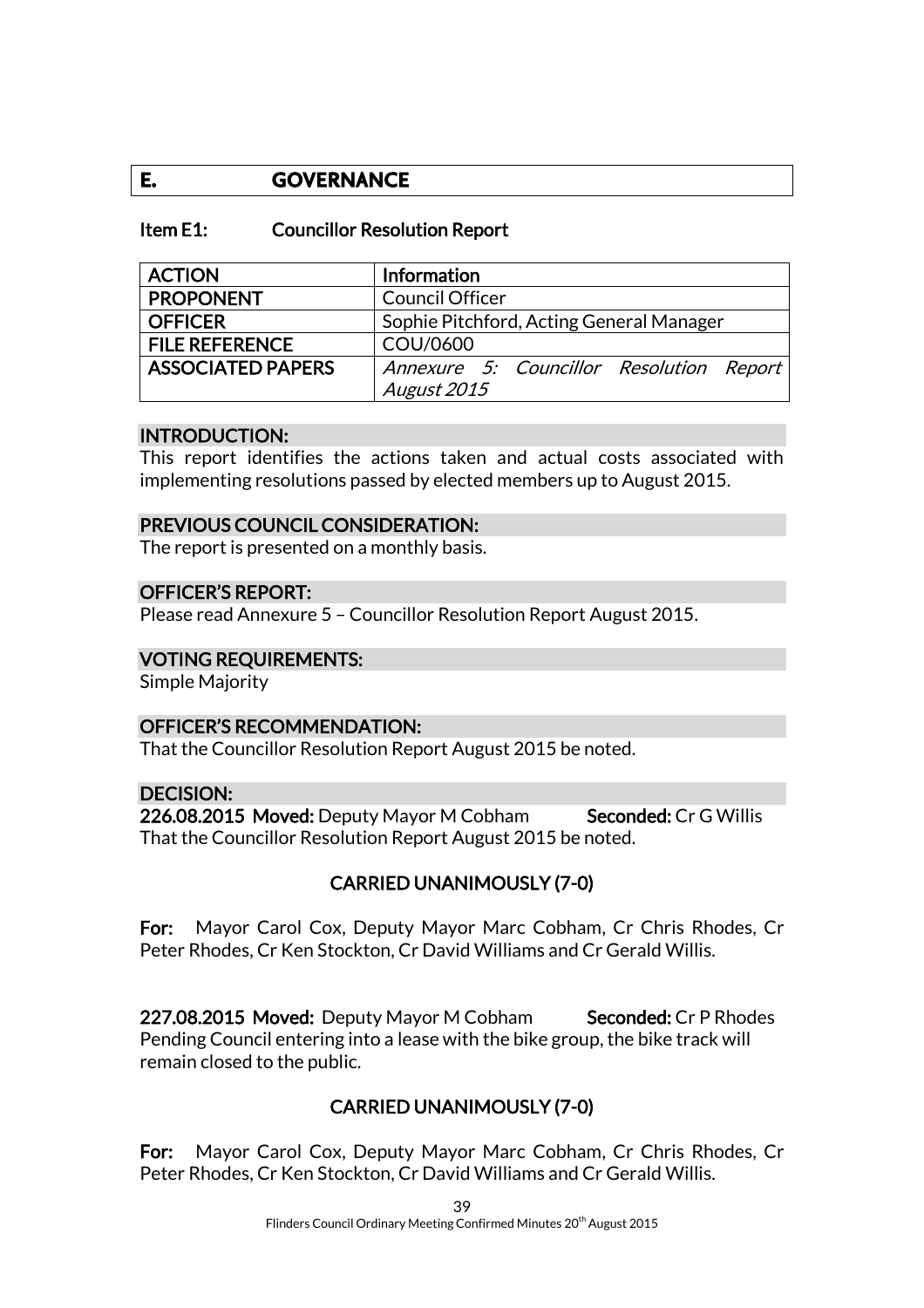# E. GOVERNANCE

## Item E1: Councillor Resolution Report

| ACTION | Information |
| --- | --- |
| PROPONENT | Council Officer |
| OFFICER | Sophie Pitchford, Acting General Manager |
| FILE REFERENCE | COU/0600 |
| ASSOCIATED PAPERS | *Annexure 5: Councillor Resolution Report August 2015* |

### INTRODUCTION:

This report identifies the actions taken and actual costs associated with implementing resolutions passed by elected members up to August 2015.

### PREVIOUS COUNCIL CONSIDERATION:

The report is presented on a monthly basis.

### OFFICER'S REPORT:

Please read Annexure 5 – Councillor Resolution Report August 2015.

### VOTING REQUIREMENTS:

Simple Majority

### OFFICER'S RECOMMENDATION:

That the Councillor Resolution Report August 2015 be noted.

### DECISION:

**226.08.2015 Moved:** Deputy Mayor M Cobham **Seconded:** Cr G Willis
That the Councillor Resolution Report August 2015 be noted.

**CARRIED UNANIMOUSLY (7-0)**

**For:** Mayor Carol Cox, Deputy Mayor Marc Cobham, Cr Chris Rhodes, Cr Peter Rhodes, Cr Ken Stockton, Cr David Williams and Cr Gerald Willis.

**227.08.2015 Moved:** Deputy Mayor M Cobham **Seconded:** Cr P Rhodes
Pending Council entering into a lease with the bike group, the bike track will remain closed to the public.

**CARRIED UNANIMOUSLY (7-0)**

**For:** Mayor Carol Cox, Deputy Mayor Marc Cobham, Cr Chris Rhodes, Cr Peter Rhodes, Cr Ken Stockton, Cr David Williams and Cr Gerald Willis.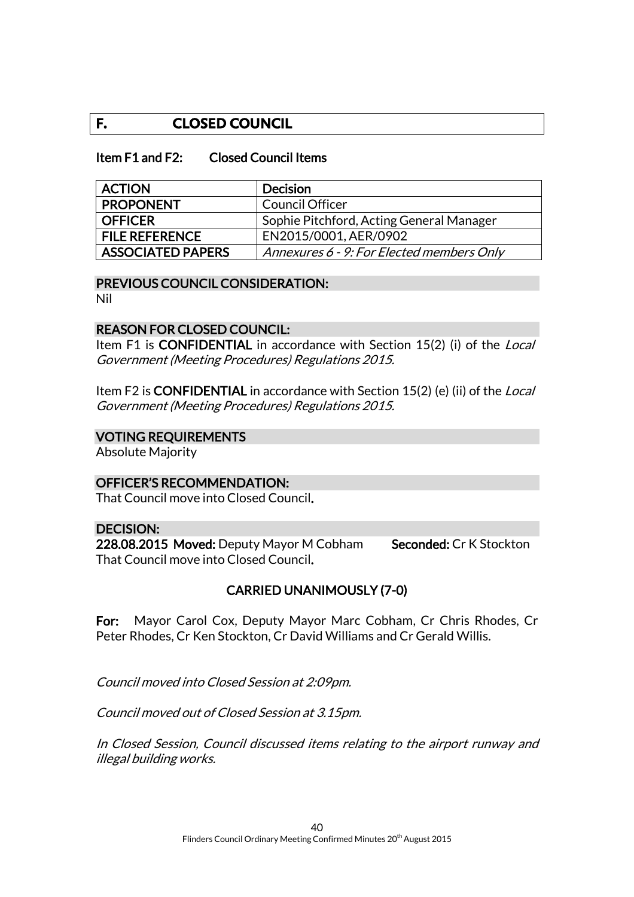# F. CLOSED COUNCIL

**Item F1 and F2: Closed Council Items**

| ACTION | Decision |
|---|---|
| PROPONENT | Council Officer |
| OFFICER | Sophie Pitchford, Acting General Manager |
| FILE REFERENCE | EN2015/0001, AER/0902 |
| ASSOCIATED PAPERS | *Annexures 6 - 9: For Elected members Only* |

**PREVIOUS COUNCIL CONSIDERATION:**

Nil

**REASON FOR CLOSED COUNCIL:**

Item F1 is **CONFIDENTIAL** in accordance with Section 15(2) (i) of the *Local Government (Meeting Procedures) Regulations 2015.*

Item F2 is **CONFIDENTIAL** in accordance with Section 15(2) (e) (ii) of the *Local Government (Meeting Procedures) Regulations 2015.*

**VOTING REQUIREMENTS**

Absolute Majority

**OFFICER'S RECOMMENDATION:**

That Council move into Closed Council.

**DECISION:**

**228.08.2015 Moved:** Deputy Mayor M Cobham **Seconded:** Cr K Stockton

That Council move into Closed Council.

**CARRIED UNANIMOUSLY (7-0)**

**For:** Mayor Carol Cox, Deputy Mayor Marc Cobham, Cr Chris Rhodes, Cr Peter Rhodes, Cr Ken Stockton, Cr David Williams and Cr Gerald Willis.

*Council moved into Closed Session at 2:09pm.*

*Council moved out of Closed Session at 3.15pm.*

*In Closed Session, Council discussed items relating to the airport runway and illegal building works.*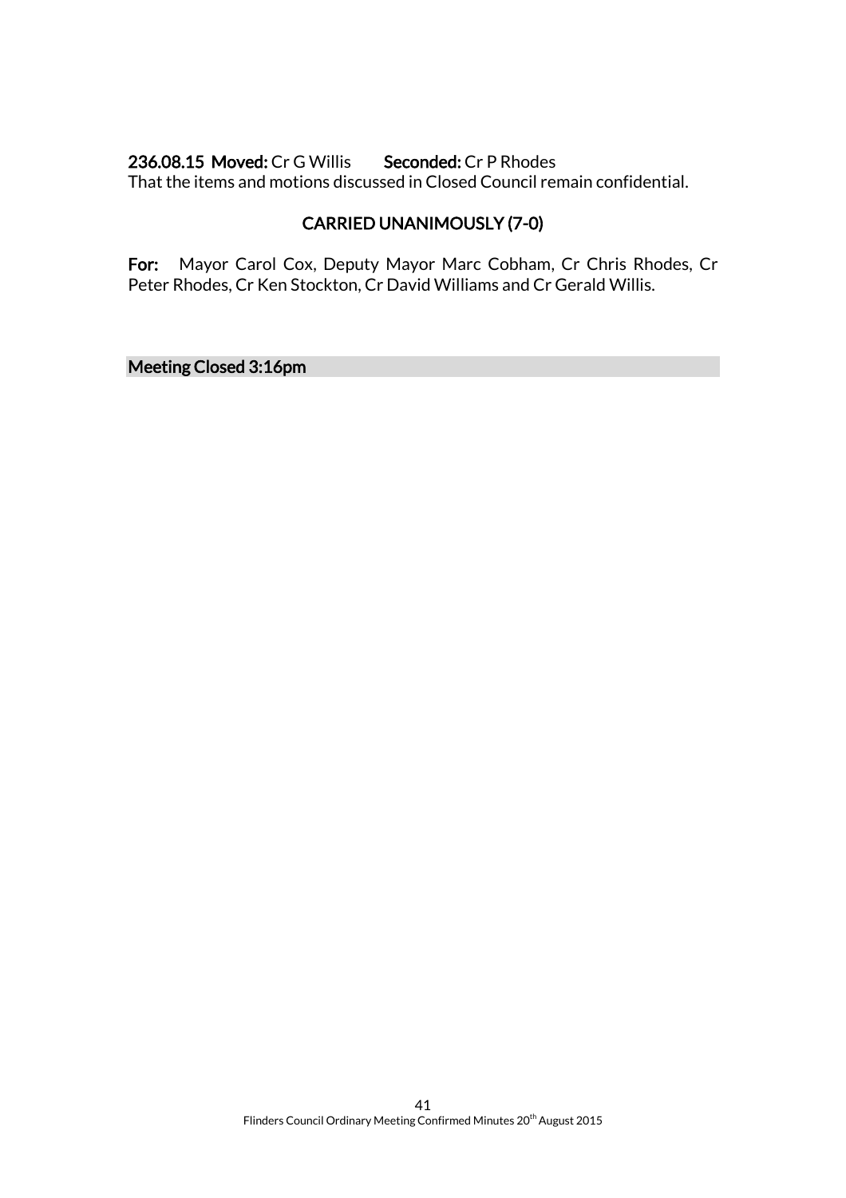**236.08.15 Moved:** Cr G Willis **Seconded:** Cr P Rhodes

That the items and motions discussed in Closed Council remain confidential.

**CARRIED UNANIMOUSLY (7-0)**

**For:** Mayor Carol Cox, Deputy Mayor Marc Cobham, Cr Chris Rhodes, Cr Peter Rhodes, Cr Ken Stockton, Cr David Williams and Cr Gerald Willis.

**Meeting Closed 3:16pm**